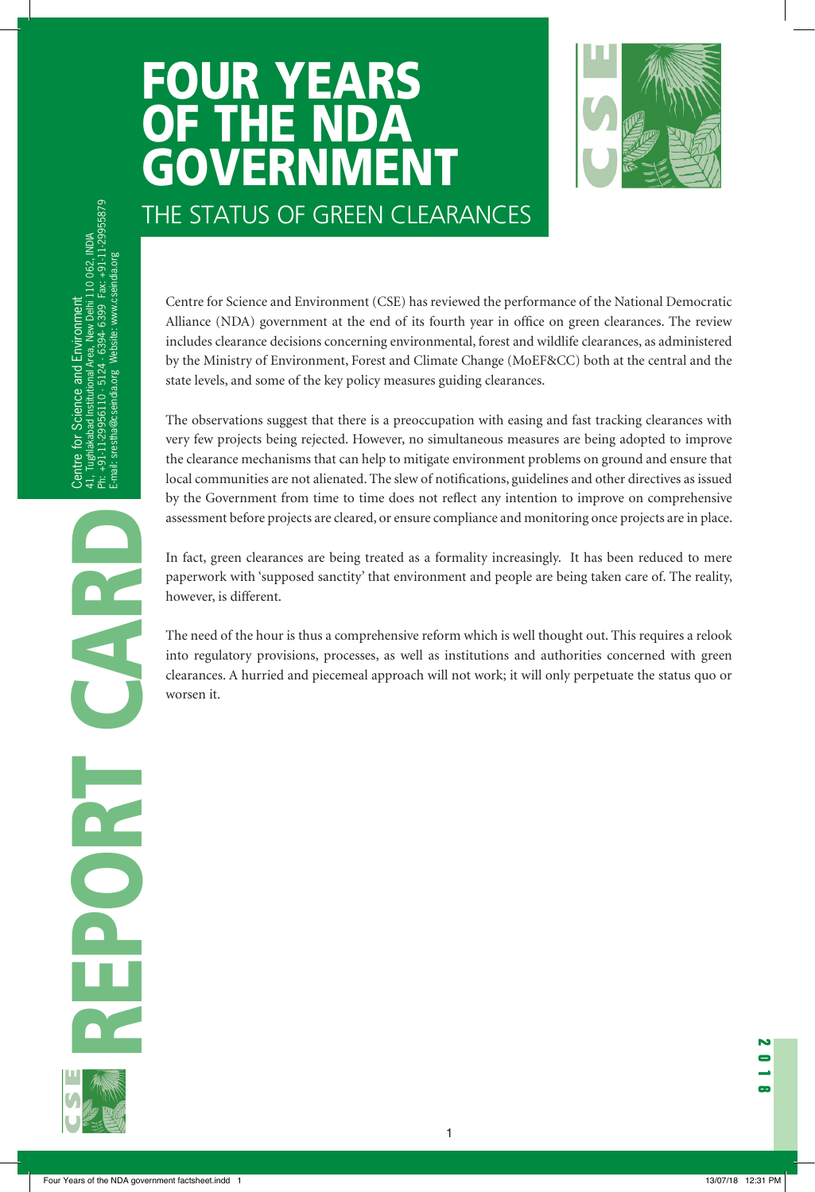# FOUR YEARS OF THE NDA GOVERNMENT

## THE STATUS OF GREEN CLEARANCES

REPORT CARD

Centre for Science and Environment
41, Tughlakabad Institutional Area, New Delhi 110 062, INDIA
Ph: +91-11-29956110 - 5124 - 6394- 6399 Fax: +91-11-29955879
E-mail: srestha@cseindia.org Website: www.cseindia.org

Centre for Science and Environment (CSE) has reviewed the performance of the National Democratic Alliance (NDA) government at the end of its fourth year in office on green clearances. The review includes clearance decisions concerning environmental, forest and wildlife clearances, as administered by the Ministry of Environment, Forest and Climate Change (MoEF&CC) both at the central and the state levels, and some of the key policy measures guiding clearances.

The observations suggest that there is a preoccupation with easing and fast tracking clearances with very few projects being rejected. However, no simultaneous measures are being adopted to improve the clearance mechanisms that can help to mitigate environment problems on ground and ensure that local communities are not alienated. The slew of notifications, guidelines and other directives as issued by the Government from time to time does not reflect any intention to improve on comprehensive assessment before projects are cleared, or ensure compliance and monitoring once projects are in place.

In fact, green clearances are being treated as a formality increasingly. It has been reduced to mere paperwork with 'supposed sanctity' that environment and people are being taken care of. The reality, however, is different.

The need of the hour is thus a comprehensive reform which is well thought out. This requires a relook into regulatory provisions, processes, as well as institutions and authorities concerned with green clearances. A hurried and piecemeal approach will not work; it will only perpetuate the status quo or worsen it.

2018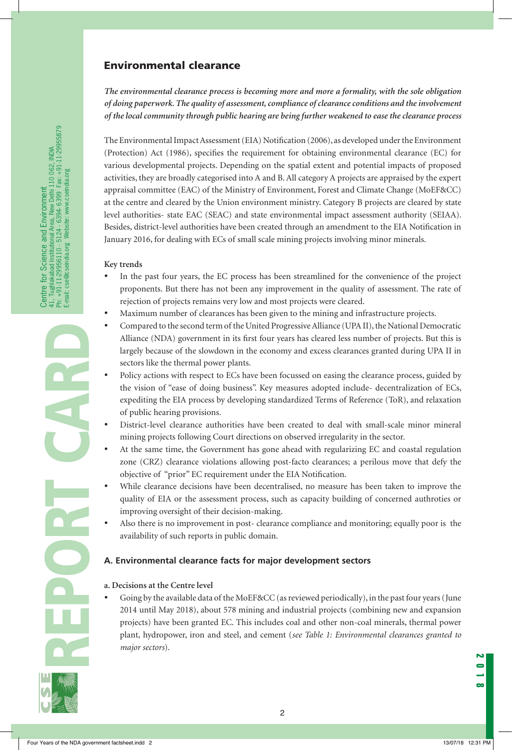## Environmental clearance

***The environmental clearance process is becoming more and more a formality, with the sole obligation of doing paperwork. The quality of assessment, compliance of clearance conditions and the involvement of the local community through public hearing are being further weakened to ease the clearance process***

The Environmental Impact Assessment (EIA) Notification (2006), as developed under the Environment (Protection) Act (1986), specifies the requirement for obtaining environmental clearance (EC) for various developmental projects. Depending on the spatial extent and potential impacts of proposed activities, they are broadly categorised into A and B. All category A projects are appraised by the expert appraisal committee (EAC) of the Ministry of Environment, Forest and Climate Change (MoEF&CC) at the centre and cleared by the Union environment ministry. Category B projects are cleared by state level authorities- state EAC (SEAC) and state environmental impact assessment authority (SEIAA). Besides, district-level authorities have been created through an amendment to the EIA Notification in January 2016, for dealing with ECs of small scale mining projects involving minor minerals.

**Key trends**

- In the past four years, the EC process has been streamlined for the convenience of the project proponents. But there has not been any improvement in the quality of assessment. The rate of rejection of projects remains very low and most projects were cleared.
- Maximum number of clearances has been given to the mining and infrastructure projects.
- Compared to the second term of the United Progressive Alliance (UPA II), the National Democratic Alliance (NDA) government in its first four years has cleared less number of projects. But this is largely because of the slowdown in the economy and excess clearances granted during UPA II in sectors like the thermal power plants.
- Policy actions with respect to ECs have been focussed on easing the clearance process, guided by the vision of "ease of doing business". Key measures adopted include- decentralization of ECs, expediting the EIA process by developing standardized Terms of Reference (ToR), and relaxation of public hearing provisions.
- District-level clearance authorities have been created to deal with small-scale minor mineral mining projects following Court directions on observed irregularity in the sector.
- At the same time, the Government has gone ahead with regularizing EC and coastal regulation zone (CRZ) clearance violations allowing post-facto clearances; a perilous move that defy the objective of "prior" EC requirement under the EIA Notification.
- While clearance decisions have been decentralised, no measure has been taken to improve the quality of EIA or the assessment process, such as capacity building of concerned authroties or improving oversight of their decision-making.
- Also there is no improvement in post- clearance compliance and monitoring; equally poor is the availability of such reports in public domain.

### A. Environmental clearance facts for major development sectors

**a. Decisions at the Centre level**

- Going by the available data of the MoEF&CC (as reviewed periodically), in the past four years (June 2014 until May 2018), about 578 mining and industrial projects (combining new and expansion projects) have been granted EC. This includes coal and other non-coal minerals, thermal power plant, hydropower, iron and steel, and cement (*see Table 1: Environmental clearances granted to major sectors*).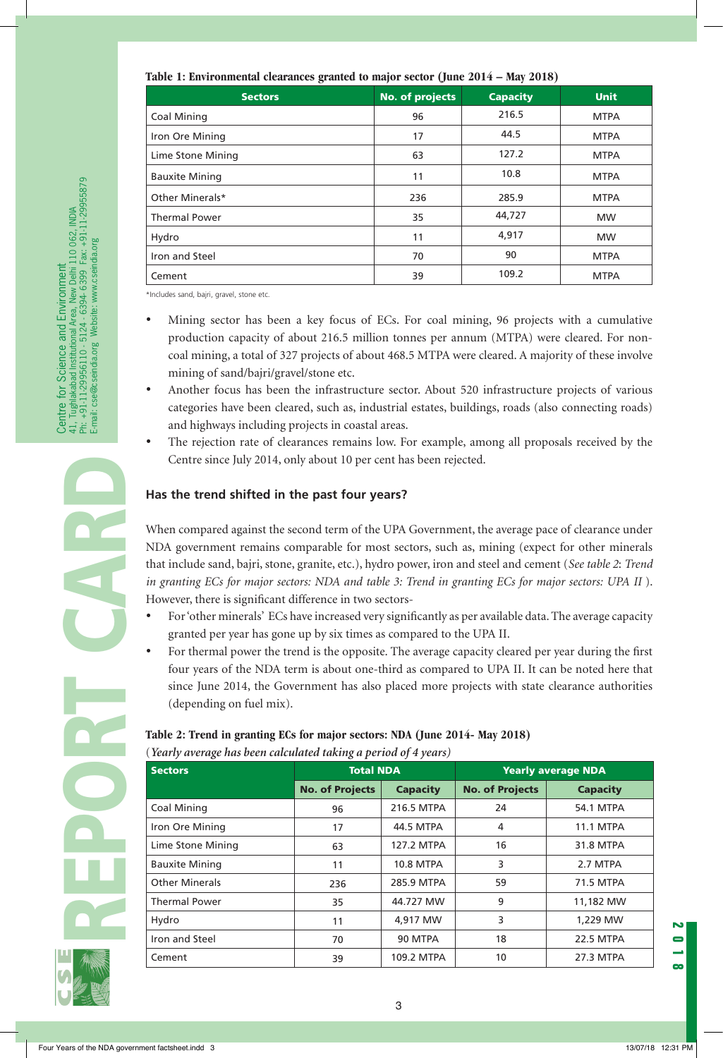**Table 1: Environmental clearances granted to major sector (June 2014 – May 2018)**

| Sectors | No. of projects | Capacity | Unit |
|---|---|---|---|
| Coal Mining | 96 | 216.5 | MTPA |
| Iron Ore Mining | 17 | 44.5 | MTPA |
| Lime Stone Mining | 63 | 127.2 | MTPA |
| Bauxite Mining | 11 | 10.8 | MTPA |
| Other Minerals* | 236 | 285.9 | MTPA |
| Thermal Power | 35 | 44,727 | MW |
| Hydro | 11 | 4,917 | MW |
| Iron and Steel | 70 | 90 | MTPA |
| Cement | 39 | 109.2 | MTPA |

*Includes sand, bajri, gravel, stone etc.

- Mining sector has been a key focus of ECs. For coal mining, 96 projects with a cumulative production capacity of about 216.5 million tonnes per annum (MTPA) were cleared. For non-coal mining, a total of 327 projects of about 468.5 MTPA were cleared. A majority of these involve mining of sand/bajri/gravel/stone etc.
- Another focus has been the infrastructure sector. About 520 infrastructure projects of various categories have been cleared, such as, industrial estates, buildings, roads (also connecting roads) and highways including projects in coastal areas.
- The rejection rate of clearances remains low. For example, among all proposals received by the Centre since July 2014, only about 10 per cent has been rejected.

## Has the trend shifted in the past four years?

When compared against the second term of the UPA Government, the average pace of clearance under NDA government remains comparable for most sectors, such as, mining (expect for other minerals that include sand, bajri, stone, granite, etc.), hydro power, iron and steel and cement (*See table 2: Trend in granting ECs for major sectors: NDA and table 3: Trend in granting ECs for major sectors: UPA II*). However, there is significant difference in two sectors-

- For 'other minerals' ECs have increased very significantly as per available data. The average capacity granted per year has gone up by six times as compared to the UPA II.
- For thermal power the trend is the opposite. The average capacity cleared per year during the first four years of the NDA term is about one-third as compared to UPA II. It can be noted here that since June 2014, the Government has also placed more projects with state clearance authorities (depending on fuel mix).

**Table 2: Trend in granting ECs for major sectors: NDA (June 2014- May 2018)**

(*Yearly average has been calculated taking a period of 4 years*)

| Sectors | Total NDA | | Yearly average NDA | |
|---|---|---|---|---|
| | No. of Projects | Capacity | No. of Projects | Capacity |
| Coal Mining | 96 | 216.5 MTPA | 24 | 54.1 MTPA |
| Iron Ore Mining | 17 | 44.5 MTPA | 4 | 11.1 MTPA |
| Lime Stone Mining | 63 | 127.2 MTPA | 16 | 31.8 MTPA |
| Bauxite Mining | 11 | 10.8 MTPA | 3 | 2.7 MTPA |
| Other Minerals | 236 | 285.9 MTPA | 59 | 71.5 MTPA |
| Thermal Power | 35 | 44.727 MW | 9 | 11,182 MW |
| Hydro | 11 | 4,917 MW | 3 | 1,229 MW |
| Iron and Steel | 70 | 90 MTPA | 18 | 22.5 MTPA |
| Cement | 39 | 109.2 MTPA | 10 | 27.3 MTPA |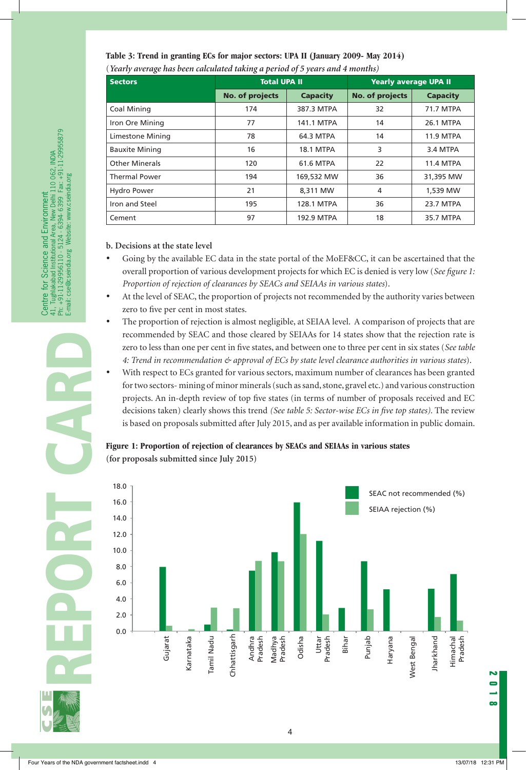**Table 3: Trend in granting ECs for major sectors: UPA II (January 2009- May 2014)**

(*Yearly average has been calculated taking a period of 5 years and 4 months)*

| Sectors | Total UPA II | | Yearly average UPA II | |
|---|---|---|---|---|
| | No. of projects | Capacity | No. of projects | Capacity |
| Coal Mining | 174 | 387.3 MTPA | 32 | 71.7 MTPA |
| Iron Ore Mining | 77 | 141.1 MTPA | 14 | 26.1 MTPA |
| Limestone Mining | 78 | 64.3 MTPA | 14 | 11.9 MTPA |
| Bauxite Mining | 16 | 18.1 MTPA | 3 | 3.4 MTPA |
| Other Minerals | 120 | 61.6 MTPA | 22 | 11.4 MTPA |
| Thermal Power | 194 | 169,532 MW | 36 | 31,395 MW |
| Hydro Power | 21 | 8,311 MW | 4 | 1,539 MW |
| Iron and Steel | 195 | 128.1 MTPA | 36 | 23.7 MTPA |
| Cement | 97 | 192.9 MTPA | 18 | 35.7 MTPA |

**b. Decisions at the state level**

- Going by the available EC data in the state portal of the MoEF&CC, it can be ascertained that the overall proportion of various development projects for which EC is denied is very low (*See figure 1: Proportion of rejection of clearances by SEACs and SEIAAs in various states*).
- At the level of SEAC, the proportion of projects not recommended by the authority varies between zero to five per cent in most states.
- The proportion of rejection is almost negligible, at SEIAA level. A comparison of projects that are recommended by SEAC and those cleared by SEIAAs for 14 states show that the rejection rate is zero to less than one per cent in five states, and between one to three per cent in six states (*See table 4: Trend in recommendation & approval of ECs by state level clearance authorities in various states*).
- With respect to ECs granted for various sectors, maximum number of clearances has been granted for two sectors- mining of minor minerals (such as sand, stone, gravel etc.) and various construction projects. An in-depth review of top five states (in terms of number of proposals received and EC decisions taken) clearly shows this trend *(See table 5: Sector-wise ECs in five top states)*. The review is based on proposals submitted after July 2015, and as per available information in public domain.

**Figure 1: Proportion of rejection of clearances by SEACs and SEIAAs in various states (for proposals submitted since July 2015)**

| State | SEAC not recommended (%) | SEIAA rejection (%) |
|---|---|---|
| Gujarat | 8.0 | 0.7 |
| Karnataka | 0.0 | 0.3 |
| Tamil Nadu | 0.8 | 2.9 |
| Chhattisgarh | 0.2 | 2.8 |
| Andhra Pradesh | 7.5 | 8.7 |
| Madhya Pradesh | 9.8 | 8.7 |
| Odisha | 15.9 | 12.0 |
| Uttar Pradesh | 11.2 | 2.1 |
| Bihar | 2.9 | 0.0 |
| Punjab | 8.7 | 2.7 |
| Haryana | 5.2 | 0.0 |
| West Bengal | 0.0 | 0.0 |
| Jharkhand | 5.3 | 1.8 |
| Himachal Pradesh | 7.1 | 1.3 |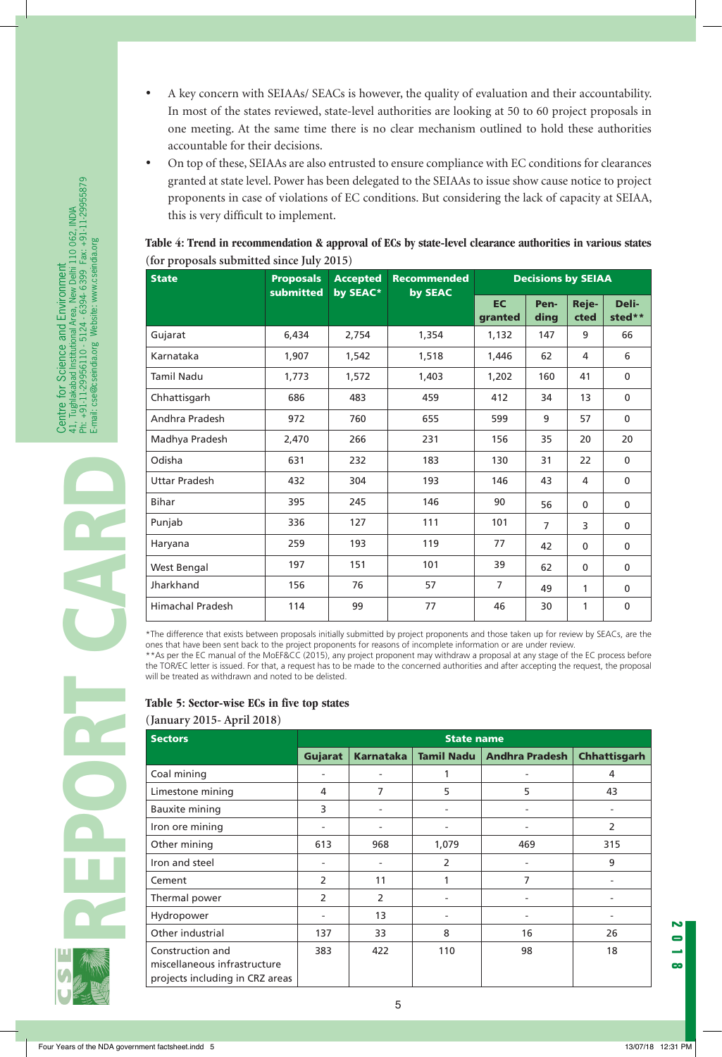- A key concern with SEIAAs/ SEACs is however, the quality of evaluation and their accountability. In most of the states reviewed, state-level authorities are looking at 50 to 60 project proposals in one meeting. At the same time there is no clear mechanism outlined to hold these authorities accountable for their decisions.
- On top of these, SEIAAs are also entrusted to ensure compliance with EC conditions for clearances granted at state level. Power has been delegated to the SEIAAs to issue show cause notice to project proponents in case of violations of EC conditions. But considering the lack of capacity at SEIAA, this is very difficult to implement.

**Table 4: Trend in recommendation & approval of ECs by state-level clearance authorities in various states (for proposals submitted since July 2015)**

| State | Proposals submitted | Accepted by SEAC* | Recommended by SEAC | Decisions by SEIAA | | | |
|---|---|---|---|---|---|---|---|
| | | | | EC granted | Pending | Rejected | Delisted** |
| Gujarat | 6,434 | 2,754 | 1,354 | 1,132 | 147 | 9 | 66 |
| Karnataka | 1,907 | 1,542 | 1,518 | 1,446 | 62 | 4 | 6 |
| Tamil Nadu | 1,773 | 1,572 | 1,403 | 1,202 | 160 | 41 | 0 |
| Chhattisgarh | 686 | 483 | 459 | 412 | 34 | 13 | 0 |
| Andhra Pradesh | 972 | 760 | 655 | 599 | 9 | 57 | 0 |
| Madhya Pradesh | 2,470 | 266 | 231 | 156 | 35 | 20 | 20 |
| Odisha | 631 | 232 | 183 | 130 | 31 | 22 | 0 |
| Uttar Pradesh | 432 | 304 | 193 | 146 | 43 | 4 | 0 |
| Bihar | 395 | 245 | 146 | 90 | 56 | 0 | 0 |
| Punjab | 336 | 127 | 111 | 101 | 7 | 3 | 0 |
| Haryana | 259 | 193 | 119 | 77 | 42 | 0 | 0 |
| West Bengal | 197 | 151 | 101 | 39 | 62 | 0 | 0 |
| Jharkhand | 156 | 76 | 57 | 7 | 49 | 1 | 0 |
| Himachal Pradesh | 114 | 99 | 77 | 46 | 30 | 1 | 0 |

*The difference that exists between proposals initially submitted by project proponents and those taken up for review by SEACs, are the ones that have been sent back to the project proponents for reasons of incomplete information or are under review.
**As per the EC manual of the MoEF&CC (2015), any project proponent may withdraw a proposal at any stage of the EC process before the TOR/EC letter is issued. For that, a request has to be made to the concerned authorities and after accepting the request, the proposal will be treated as withdrawn and noted to be delisted.

**Table 5: Sector-wise ECs in five top states**
**(January 2015- April 2018)**

| Sectors | State name | | | | |
|---|---|---|---|---|---|
| | Gujarat | Karnataka | Tamil Nadu | Andhra Pradesh | Chhattisgarh |
| Coal mining | - | - | 1 | - | 4 |
| Limestone mining | 4 | 7 | 5 | 5 | 43 |
| Bauxite mining | 3 | - | - | - | - |
| Iron ore mining | - | - | - | - | 2 |
| Other mining | 613 | 968 | 1,079 | 469 | 315 |
| Iron and steel | - | - | 2 | - | 9 |
| Cement | 2 | 11 | 1 | 7 | - |
| Thermal power | 2 | 2 | - | - | - |
| Hydropower | - | 13 | - | - | - |
| Other industrial | 137 | 33 | 8 | 16 | 26 |
| Construction and miscellaneous infrastructure projects including in CRZ areas | 383 | 422 | 110 | 98 | 18 |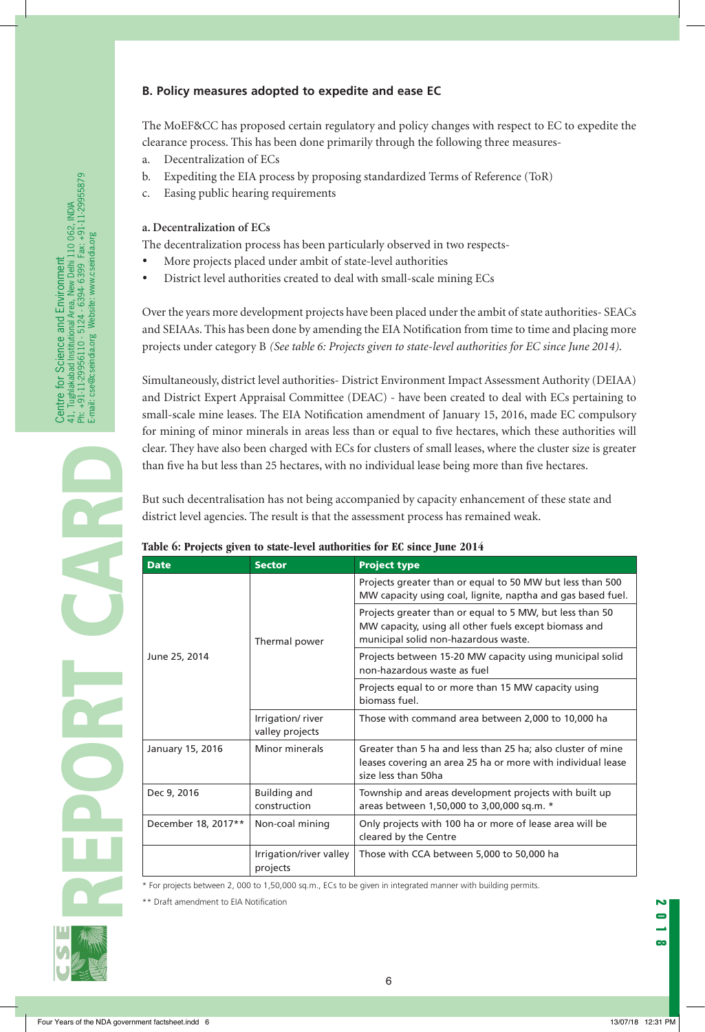## B. Policy measures adopted to expedite and ease EC

The MoEF&CC has proposed certain regulatory and policy changes with respect to EC to expedite the clearance process. This has been done primarily through the following three measures-

a. Decentralization of ECs
b. Expediting the EIA process by proposing standardized Terms of Reference (ToR)
c. Easing public hearing requirements

### a. Decentralization of ECs

The decentralization process has been particularly observed in two respects-

- More projects placed under ambit of state-level authorities
- District level authorities created to deal with small-scale mining ECs

Over the years more development projects have been placed under the ambit of state authorities- SEACs and SEIAAs. This has been done by amending the EIA Notification from time to time and placing more projects under category B *(See table 6: Projects given to state-level authorities for EC since June 2014).*

Simultaneously, district level authorities- District Environment Impact Assessment Authority (DEIAA) and District Expert Appraisal Committee (DEAC) - have been created to deal with ECs pertaining to small-scale mine leases. The EIA Notification amendment of January 15, 2016, made EC compulsory for mining of minor minerals in areas less than or equal to five hectares, which these authorities will clear. They have also been charged with ECs for clusters of small leases, where the cluster size is greater than five ha but less than 25 hectares, with no individual lease being more than five hectares.

But such decentralisation has not being accompanied by capacity enhancement of these state and district level agencies. The result is that the assessment process has remained weak.

**Table 6: Projects given to state-level authorities for EC since June 2014**

| Date | Sector | Project type |
|---|---|---|
| June 25, 2014 | Thermal power | Projects greater than or equal to 50 MW but less than 500 MW capacity using coal, lignite, naptha and gas based fuel. |
| | | Projects greater than or equal to 5 MW, but less than 50 MW capacity, using all other fuels except biomass and municipal solid non-hazardous waste. |
| | | Projects between 15-20 MW capacity using municipal solid non-hazardous waste as fuel |
| | | Projects equal to or more than 15 MW capacity using biomass fuel. |
| | Irrigation/ river valley projects | Those with command area between 2,000 to 10,000 ha |
| January 15, 2016 | Minor minerals | Greater than 5 ha and less than 25 ha; also cluster of mine leases covering an area 25 ha or more with individual lease size less than 50ha |
| Dec 9, 2016 | Building and construction | Township and areas development projects with built up areas between 1,50,000 to 3,00,000 sq.m. * |
| December 18, 2017** | Non-coal mining | Only projects with 100 ha or more of lease area will be cleared by the Centre |
| | Irrigation/river valley projects | Those with CCA between 5,000 to 50,000 ha |

\* For projects between 2, 000 to 1,50,000 sq.m., ECs to be given in integrated manner with building permits.

\*\* Draft amendment to EIA Notification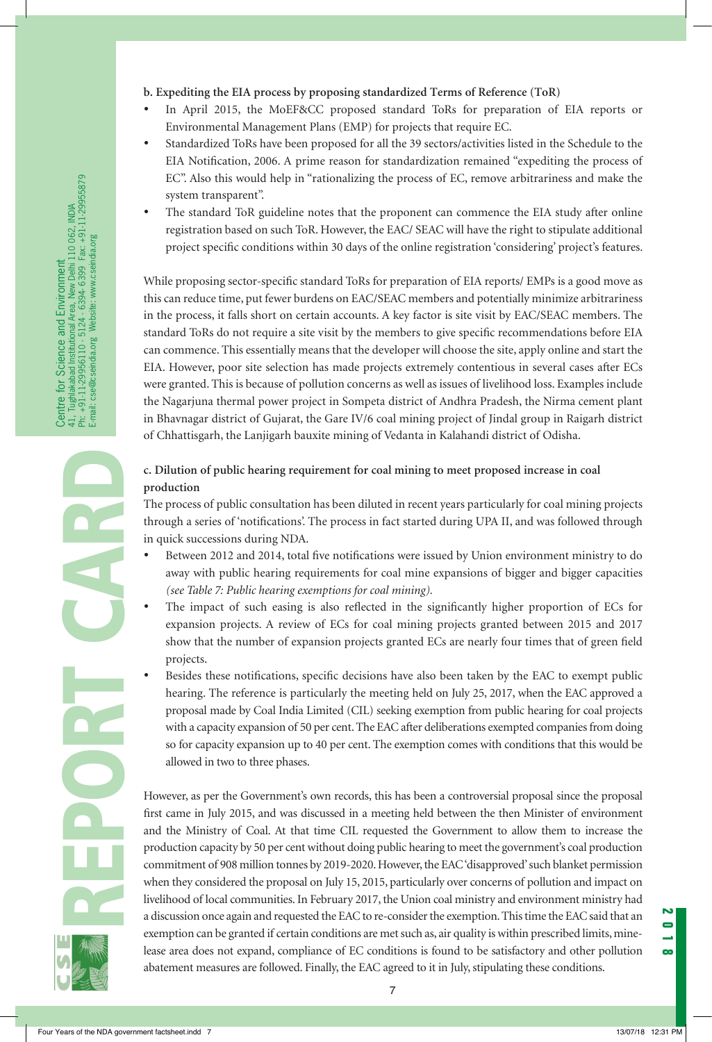**b. Expediting the EIA process by proposing standardized Terms of Reference (ToR)**

- In April 2015, the MoEF&CC proposed standard ToRs for preparation of EIA reports or Environmental Management Plans (EMP) for projects that require EC.
- Standardized ToRs have been proposed for all the 39 sectors/activities listed in the Schedule to the EIA Notification, 2006. A prime reason for standardization remained "expediting the process of EC". Also this would help in "rationalizing the process of EC, remove arbitrariness and make the system transparent".
- The standard ToR guideline notes that the proponent can commence the EIA study after online registration based on such ToR. However, the EAC/ SEAC will have the right to stipulate additional project specific conditions within 30 days of the online registration 'considering' project's features.

While proposing sector-specific standard ToRs for preparation of EIA reports/ EMPs is a good move as this can reduce time, put fewer burdens on EAC/SEAC members and potentially minimize arbitrariness in the process, it falls short on certain accounts. A key factor is site visit by EAC/SEAC members. The standard ToRs do not require a site visit by the members to give specific recommendations before EIA can commence. This essentially means that the developer will choose the site, apply online and start the EIA. However, poor site selection has made projects extremely contentious in several cases after ECs were granted. This is because of pollution concerns as well as issues of livelihood loss. Examples include the Nagarjuna thermal power project in Sompeta district of Andhra Pradesh, the Nirma cement plant in Bhavnagar district of Gujarat, the Gare IV/6 coal mining project of Jindal group in Raigarh district of Chhattisgarh, the Lanjigarh bauxite mining of Vedanta in Kalahandi district of Odisha.

**c. Dilution of public hearing requirement for coal mining to meet proposed increase in coal production**

The process of public consultation has been diluted in recent years particularly for coal mining projects through a series of 'notifications'. The process in fact started during UPA II, and was followed through in quick successions during NDA.

- Between 2012 and 2014, total five notifications were issued by Union environment ministry to do away with public hearing requirements for coal mine expansions of bigger and bigger capacities *(see Table 7: Public hearing exemptions for coal mining).*
- The impact of such easing is also reflected in the significantly higher proportion of ECs for expansion projects. A review of ECs for coal mining projects granted between 2015 and 2017 show that the number of expansion projects granted ECs are nearly four times that of green field projects.
- Besides these notifications, specific decisions have also been taken by the EAC to exempt public hearing. The reference is particularly the meeting held on July 25, 2017, when the EAC approved a proposal made by Coal India Limited (CIL) seeking exemption from public hearing for coal projects with a capacity expansion of 50 per cent. The EAC after deliberations exempted companies from doing so for capacity expansion up to 40 per cent. The exemption comes with conditions that this would be allowed in two to three phases.

However, as per the Government's own records, this has been a controversial proposal since the proposal first came in July 2015, and was discussed in a meeting held between the then Minister of environment and the Ministry of Coal. At that time CIL requested the Government to allow them to increase the production capacity by 50 per cent without doing public hearing to meet the government's coal production commitment of 908 million tonnes by 2019-2020. However, the EAC 'disapproved' such blanket permission when they considered the proposal on July 15, 2015, particularly over concerns of pollution and impact on livelihood of local communities. In February 2017, the Union coal ministry and environment ministry had a discussion once again and requested the EAC to re-consider the exemption. This time the EAC said that an exemption can be granted if certain conditions are met such as, air quality is within prescribed limits, mine-lease area does not expand, compliance of EC conditions is found to be satisfactory and other pollution abatement measures are followed. Finally, the EAC agreed to it in July, stipulating these conditions.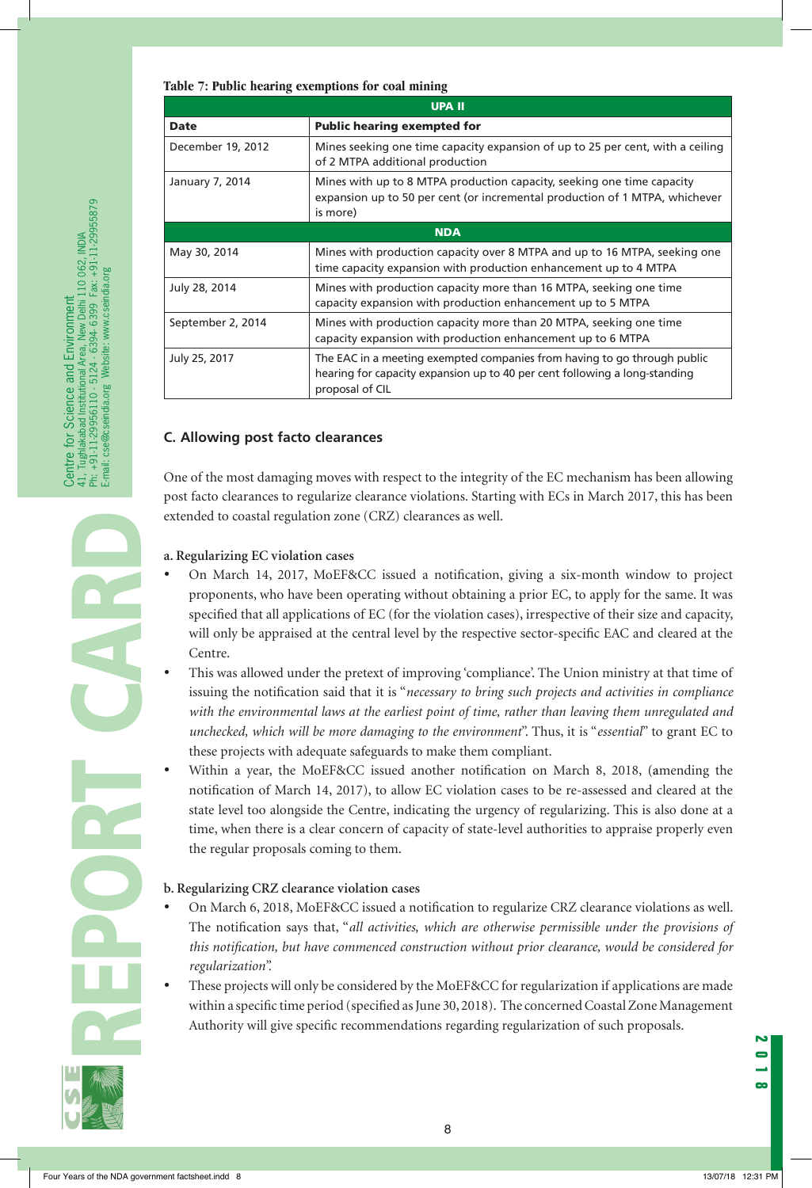**Table 7: Public hearing exemptions for coal mining**

| Date | Public hearing exempted for |
|---|---|
| **UPA II** | |
| December 19, 2012 | Mines seeking one time capacity expansion of up to 25 per cent, with a ceiling of 2 MTPA additional production |
| January 7, 2014 | Mines with up to 8 MTPA production capacity, seeking one time capacity expansion up to 50 per cent (or incremental production of 1 MTPA, whichever is more) |
| **NDA** | |
| May 30, 2014 | Mines with production capacity over 8 MTPA and up to 16 MTPA, seeking one time capacity expansion with production enhancement up to 4 MTPA |
| July 28, 2014 | Mines with production capacity more than 16 MTPA, seeking one time capacity expansion with production enhancement up to 5 MTPA |
| September 2, 2014 | Mines with production capacity more than 20 MTPA, seeking one time capacity expansion with production enhancement up to 6 MTPA |
| July 25, 2017 | The EAC in a meeting exempted companies from having to go through public hearing for capacity expansion up to 40 per cent following a long-standing proposal of CIL |

### C. Allowing post facto clearances

One of the most damaging moves with respect to the integrity of the EC mechanism has been allowing post facto clearances to regularize clearance violations. Starting with ECs in March 2017, this has been extended to coastal regulation zone (CRZ) clearances as well.

**a. Regularizing EC violation cases**

- On March 14, 2017, MoEF&CC issued a notification, giving a six-month window to project proponents, who have been operating without obtaining a prior EC, to apply for the same. It was specified that all applications of EC (for the violation cases), irrespective of their size and capacity, will only be appraised at the central level by the respective sector-specific EAC and cleared at the Centre.
- This was allowed under the pretext of improving 'compliance'. The Union ministry at that time of issuing the notification said that it is "*necessary to bring such projects and activities in compliance with the environmental laws at the earliest point of time, rather than leaving them unregulated and unchecked, which will be more damaging to the environment*". Thus, it is "*essential*" to grant EC to these projects with adequate safeguards to make them compliant.
- Within a year, the MoEF&CC issued another notification on March 8, 2018, (amending the notification of March 14, 2017), to allow EC violation cases to be re-assessed and cleared at the state level too alongside the Centre, indicating the urgency of regularizing. This is also done at a time, when there is a clear concern of capacity of state-level authorities to appraise properly even the regular proposals coming to them.

**b. Regularizing CRZ clearance violation cases**

- On March 6, 2018, MoEF&CC issued a notification to regularize CRZ clearance violations as well. The notification says that, "*all activities, which are otherwise permissible under the provisions of this notification, but have commenced construction without prior clearance, would be considered for regularization*".
- These projects will only be considered by the MoEF&CC for regularization if applications are made within a specific time period (specified as June 30, 2018). The concerned Coastal Zone Management Authority will give specific recommendations regarding regularization of such proposals.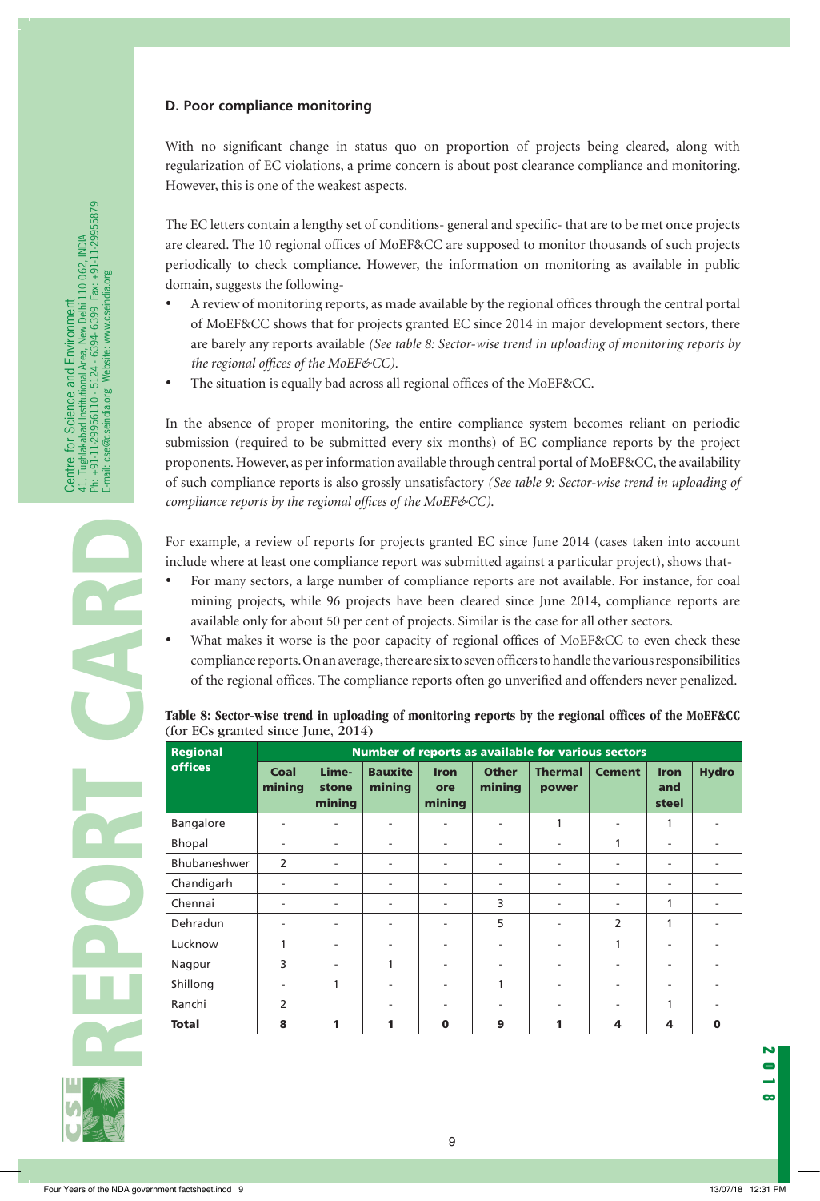### D. Poor compliance monitoring

With no significant change in status quo on proportion of projects being cleared, along with regularization of EC violations, a prime concern is about post clearance compliance and monitoring. However, this is one of the weakest aspects.

The EC letters contain a lengthy set of conditions- general and specific- that are to be met once projects are cleared. The 10 regional offices of MoEF&CC are supposed to monitor thousands of such projects periodically to check compliance. However, the information on monitoring as available in public domain, suggests the following-

- A review of monitoring reports, as made available by the regional offices through the central portal of MoEF&CC shows that for projects granted EC since 2014 in major development sectors, there are barely any reports available *(See table 8: Sector-wise trend in uploading of monitoring reports by the regional offices of the MoEF&CC).*
- The situation is equally bad across all regional offices of the MoEF&CC.

In the absence of proper monitoring, the entire compliance system becomes reliant on periodic submission (required to be submitted every six months) of EC compliance reports by the project proponents. However, as per information available through central portal of MoEF&CC, the availability of such compliance reports is also grossly unsatisfactory *(See table 9: Sector-wise trend in uploading of compliance reports by the regional offices of the MoEF&CC).*

For example, a review of reports for projects granted EC since June 2014 (cases taken into account include where at least one compliance report was submitted against a particular project), shows that-

- For many sectors, a large number of compliance reports are not available. For instance, for coal mining projects, while 96 projects have been cleared since June 2014, compliance reports are available only for about 50 per cent of projects. Similar is the case for all other sectors.
- What makes it worse is the poor capacity of regional offices of MoEF&CC to even check these compliance reports. On an average, there are six to seven officers to handle the various responsibilities of the regional offices. The compliance reports often go unverified and offenders never penalized.

**Table 8: Sector-wise trend in uploading of monitoring reports by the regional offices of the MoEF&CC (for ECs granted since June, 2014)**

| Regional offices | Number of reports as available for various sectors | | | | | | | | |
|---|---|---|---|---|---|---|---|---|---|
| | Coal mining | Lime-stone mining | Bauxite mining | Iron ore mining | Other mining | Thermal power | Cement | Iron and steel | Hydro |
| Bangalore | - | - | - | - | - | 1 | - | 1 | - |
| Bhopal | - | - | - | - | - | - | 1 | - | - |
| Bhubaneshwer | 2 | - | - | - | - | - | - | - | - |
| Chandigarh | - | - | - | - | - | - | - | - | - |
| Chennai | - | - | - | - | 3 | - | - | 1 | - |
| Dehradun | - | - | - | - | 5 | - | 2 | 1 | - |
| Lucknow | 1 | - | - | - | - | - | 1 | - | - |
| Nagpur | 3 | - | 1 | - | - | - | - | - | - |
| Shillong | - | 1 | - | - | 1 | - | - | - | - |
| Ranchi | 2 | | - | - | - | - | - | 1 | - |
| **Total** | **8** | **1** | **1** | **0** | **9** | **1** | **4** | **4** | **0** |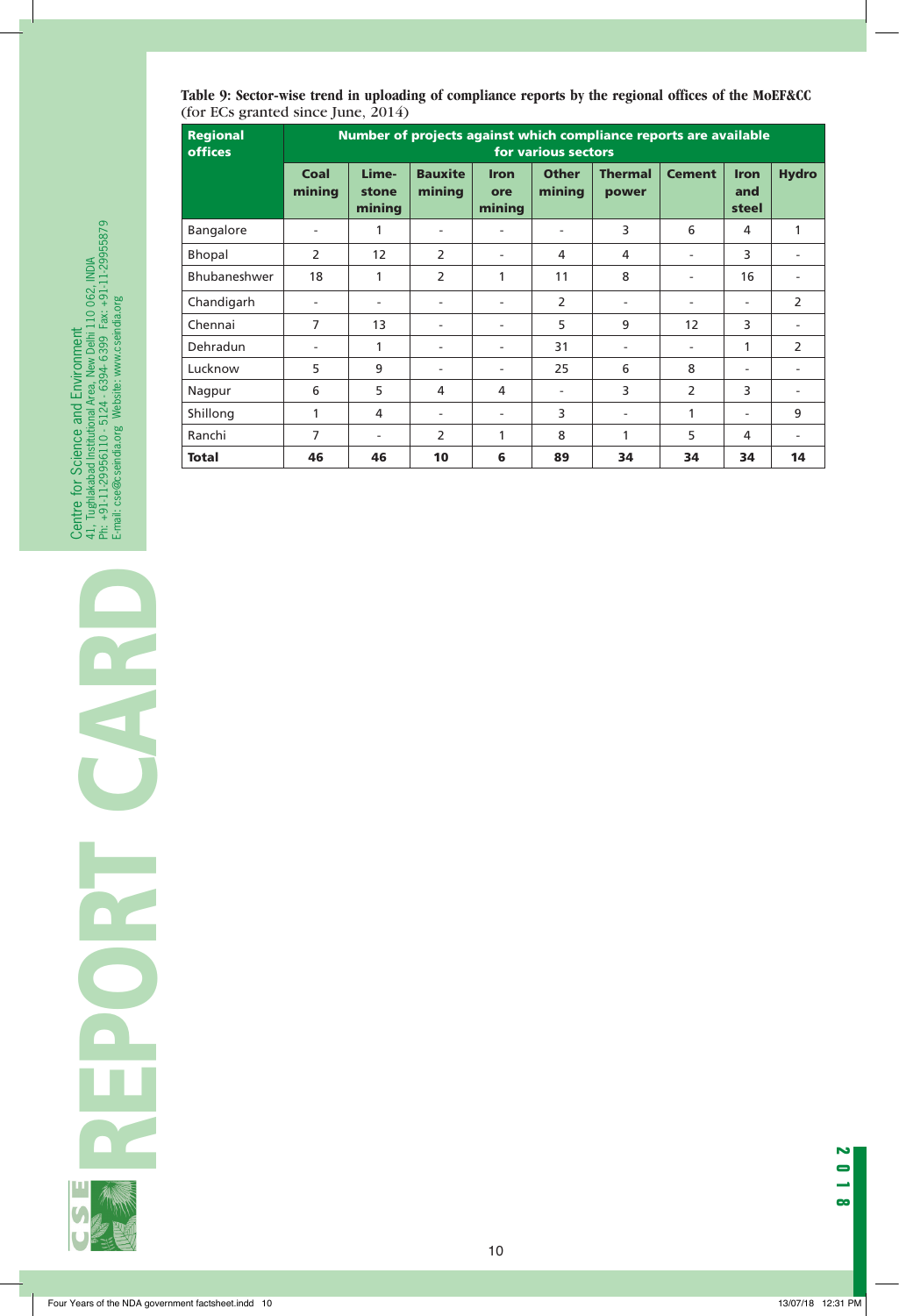**Table 9: Sector-wise trend in uploading of compliance reports by the regional offices of the MoEF&CC** (for ECs granted since June, 2014)

| Regional offices | Number of projects against which compliance reports are available for various sectors | | | | | | | | |
|---|---|---|---|---|---|---|---|---|---|
| | Coal mining | Lime-stone mining | Bauxite mining | Iron ore mining | Other mining | Thermal power | Cement | Iron and steel | Hydro |
| Bangalore | - | 1 | - | - | - | 3 | 6 | 4 | 1 |
| Bhopal | 2 | 12 | 2 | - | 4 | 4 | - | 3 | - |
| Bhubaneshwer | 18 | 1 | 2 | 1 | 11 | 8 | - | 16 | - |
| Chandigarh | - | - | - | - | 2 | - | - | - | 2 |
| Chennai | 7 | 13 | - | - | 5 | 9 | 12 | 3 | - |
| Dehradun | - | 1 | - | - | 31 | - | - | 1 | 2 |
| Lucknow | 5 | 9 | - | - | 25 | 6 | 8 | - | - |
| Nagpur | 6 | 5 | 4 | 4 | - | 3 | 2 | 3 | - |
| Shillong | 1 | 4 | - | - | 3 | - | 1 | - | 9 |
| Ranchi | 7 | - | 2 | 1 | 8 | 1 | 5 | 4 | - |
| **Total** | **46** | **46** | **10** | **6** | **89** | **34** | **34** | **34** | **14** |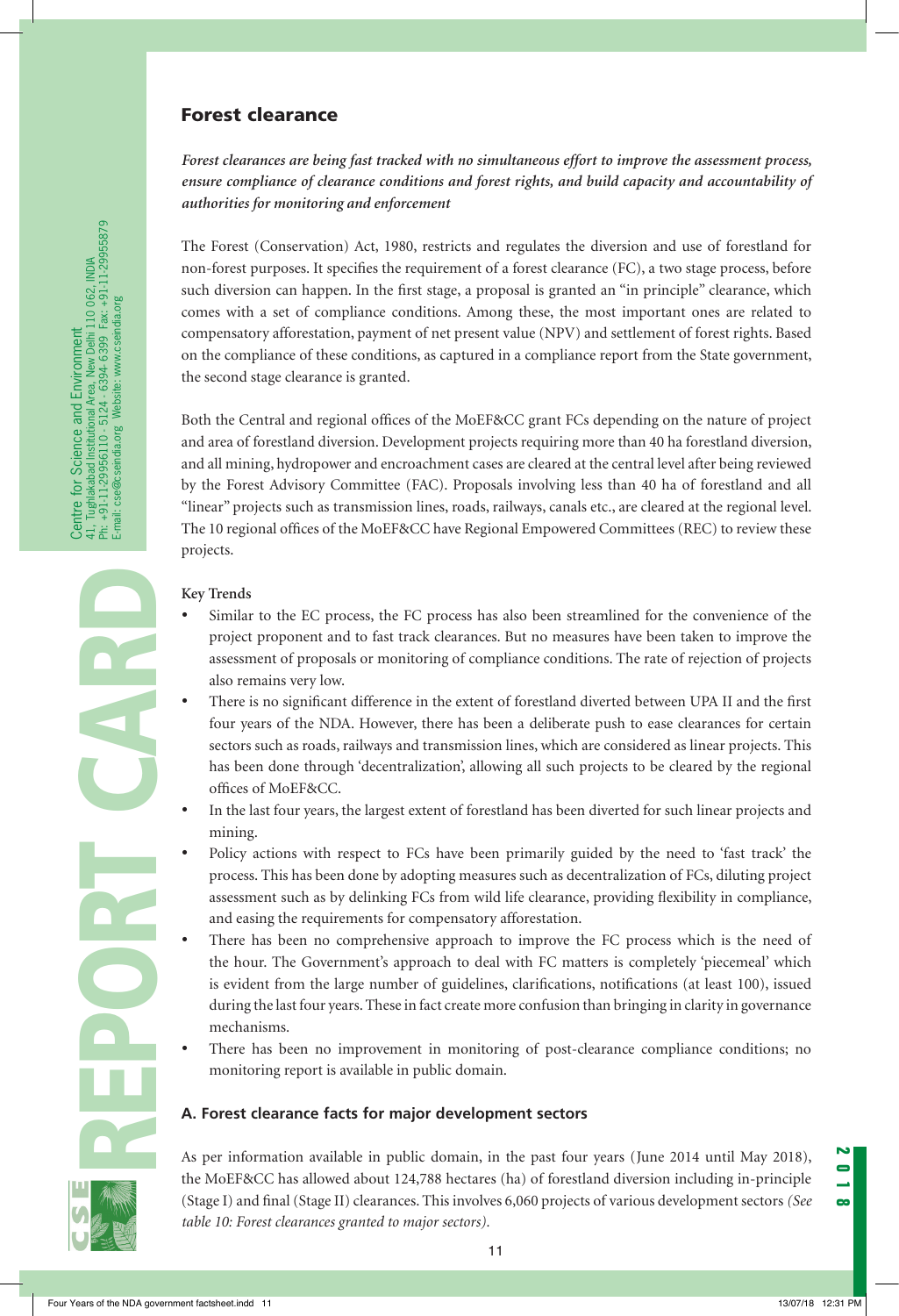## Forest clearance

***Forest clearances are being fast tracked with no simultaneous effort to improve the assessment process, ensure compliance of clearance conditions and forest rights, and build capacity and accountability of authorities for monitoring and enforcement***

The Forest (Conservation) Act, 1980, restricts and regulates the diversion and use of forestland for non-forest purposes. It specifies the requirement of a forest clearance (FC), a two stage process, before such diversion can happen. In the first stage, a proposal is granted an "in principle" clearance, which comes with a set of compliance conditions. Among these, the most important ones are related to compensatory afforestation, payment of net present value (NPV) and settlement of forest rights. Based on the compliance of these conditions, as captured in a compliance report from the State government, the second stage clearance is granted.

Both the Central and regional offices of the MoEF&CC grant FCs depending on the nature of project and area of forestland diversion. Development projects requiring more than 40 ha forestland diversion, and all mining, hydropower and encroachment cases are cleared at the central level after being reviewed by the Forest Advisory Committee (FAC). Proposals involving less than 40 ha of forestland and all "linear" projects such as transmission lines, roads, railways, canals etc., are cleared at the regional level. The 10 regional offices of the MoEF&CC have Regional Empowered Committees (REC) to review these projects.

**Key Trends**

- Similar to the EC process, the FC process has also been streamlined for the convenience of the project proponent and to fast track clearances. But no measures have been taken to improve the assessment of proposals or monitoring of compliance conditions. The rate of rejection of projects also remains very low.
- There is no significant difference in the extent of forestland diverted between UPA II and the first four years of the NDA. However, there has been a deliberate push to ease clearances for certain sectors such as roads, railways and transmission lines, which are considered as linear projects. This has been done through 'decentralization', allowing all such projects to be cleared by the regional offices of MoEF&CC.
- In the last four years, the largest extent of forestland has been diverted for such linear projects and mining.
- Policy actions with respect to FCs have been primarily guided by the need to 'fast track' the process. This has been done by adopting measures such as decentralization of FCs, diluting project assessment such as by delinking FCs from wild life clearance, providing flexibility in compliance, and easing the requirements for compensatory afforestation.
- There has been no comprehensive approach to improve the FC process which is the need of the hour. The Government's approach to deal with FC matters is completely 'piecemeal' which is evident from the large number of guidelines, clarifications, notifications (at least 100), issued during the last four years. These in fact create more confusion than bringing in clarity in governance mechanisms.
- There has been no improvement in monitoring of post-clearance compliance conditions; no monitoring report is available in public domain.

### A. Forest clearance facts for major development sectors

As per information available in public domain, in the past four years (June 2014 until May 2018), the MoEF&CC has allowed about 124,788 hectares (ha) of forestland diversion including in-principle (Stage I) and final (Stage II) clearances. This involves 6,060 projects of various development sectors *(See table 10: Forest clearances granted to major sectors).*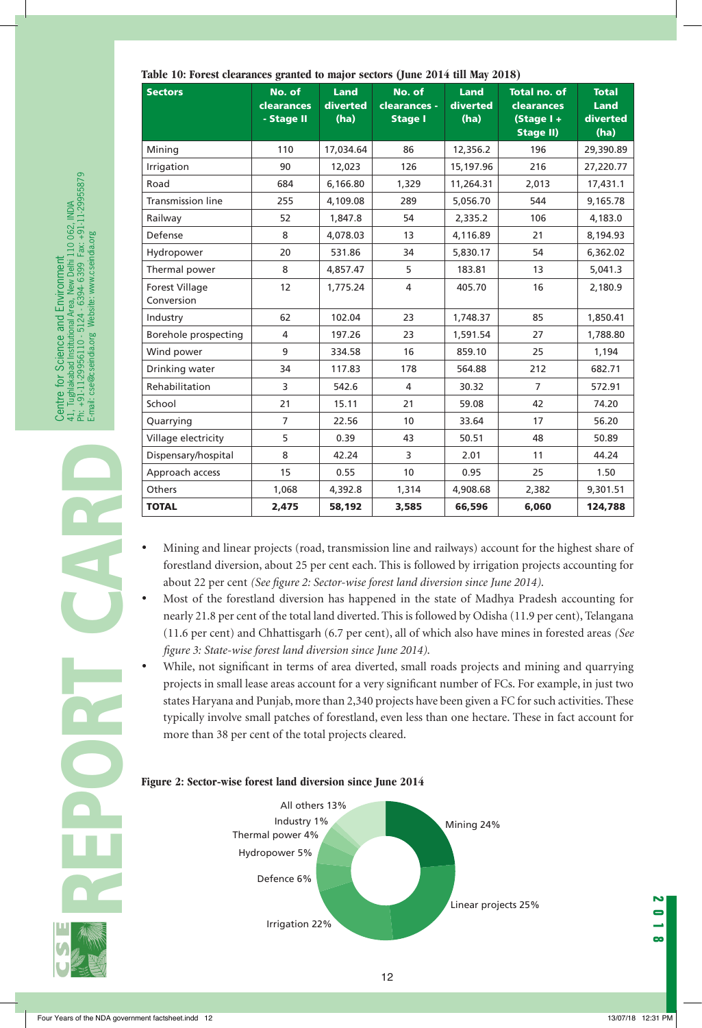**Table 10: Forest clearances granted to major sectors (June 2014 till May 2018)**

| Sectors | No. of clearances - Stage II | Land diverted (ha) | No. of clearances - Stage I | Land diverted (ha) | Total no. of clearances (Stage I + Stage II) | Total Land diverted (ha) |
|---|---|---|---|---|---|---|
| Mining | 110 | 17,034.64 | 86 | 12,356.2 | 196 | 29,390.89 |
| Irrigation | 90 | 12,023 | 126 | 15,197.96 | 216 | 27,220.77 |
| Road | 684 | 6,166.80 | 1,329 | 11,264.31 | 2,013 | 17,431.1 |
| Transmission line | 255 | 4,109.08 | 289 | 5,056.70 | 544 | 9,165.78 |
| Railway | 52 | 1,847.8 | 54 | 2,335.2 | 106 | 4,183.0 |
| Defense | 8 | 4,078.03 | 13 | 4,116.89 | 21 | 8,194.93 |
| Hydropower | 20 | 531.86 | 34 | 5,830.17 | 54 | 6,362.02 |
| Thermal power | 8 | 4,857.47 | 5 | 183.81 | 13 | 5,041.3 |
| Forest Village Conversion | 12 | 1,775.24 | 4 | 405.70 | 16 | 2,180.9 |
| Industry | 62 | 102.04 | 23 | 1,748.37 | 85 | 1,850.41 |
| Borehole prospecting | 4 | 197.26 | 23 | 1,591.54 | 27 | 1,788.80 |
| Wind power | 9 | 334.58 | 16 | 859.10 | 25 | 1,194 |
| Drinking water | 34 | 117.83 | 178 | 564.88 | 212 | 682.71 |
| Rehabilitation | 3 | 542.6 | 4 | 30.32 | 7 | 572.91 |
| School | 21 | 15.11 | 21 | 59.08 | 42 | 74.20 |
| Quarrying | 7 | 22.56 | 10 | 33.64 | 17 | 56.20 |
| Village electricity | 5 | 0.39 | 43 | 50.51 | 48 | 50.89 |
| Dispensary/hospital | 8 | 42.24 | 3 | 2.01 | 11 | 44.24 |
| Approach access | 15 | 0.55 | 10 | 0.95 | 25 | 1.50 |
| Others | 1,068 | 4,392.8 | 1,314 | 4,908.68 | 2,382 | 9,301.51 |
| **TOTAL** | **2,475** | **58,192** | **3,585** | **66,596** | **6,060** | **124,788** |

- Mining and linear projects (road, transmission line and railways) account for the highest share of forestland diversion, about 25 per cent each. This is followed by irrigation projects accounting for about 22 per cent *(See figure 2: Sector-wise forest land diversion since June 2014).*
- Most of the forestland diversion has happened in the state of Madhya Pradesh accounting for nearly 21.8 per cent of the total land diverted. This is followed by Odisha (11.9 per cent), Telangana (11.6 per cent) and Chhattisgarh (6.7 per cent), all of which also have mines in forested areas *(See figure 3: State-wise forest land diversion since June 2014).*
- While, not significant in terms of area diverted, small roads projects and mining and quarrying projects in small lease areas account for a very significant number of FCs. For example, in just two states Haryana and Punjab, more than 2,340 projects have been given a FC for such activities. These typically involve small patches of forestland, even less than one hectare. These in fact account for more than 38 per cent of the total projects cleared.

**Figure 2: Sector-wise forest land diversion since June 2014**

| Sector | Share |
|---|---|
| Mining | 24% |
| Linear projects | 25% |
| Irrigation | 22% |
| Defence | 6% |
| Hydropower | 5% |
| Thermal power | 4% |
| Industry | 1% |
| All others | 13% |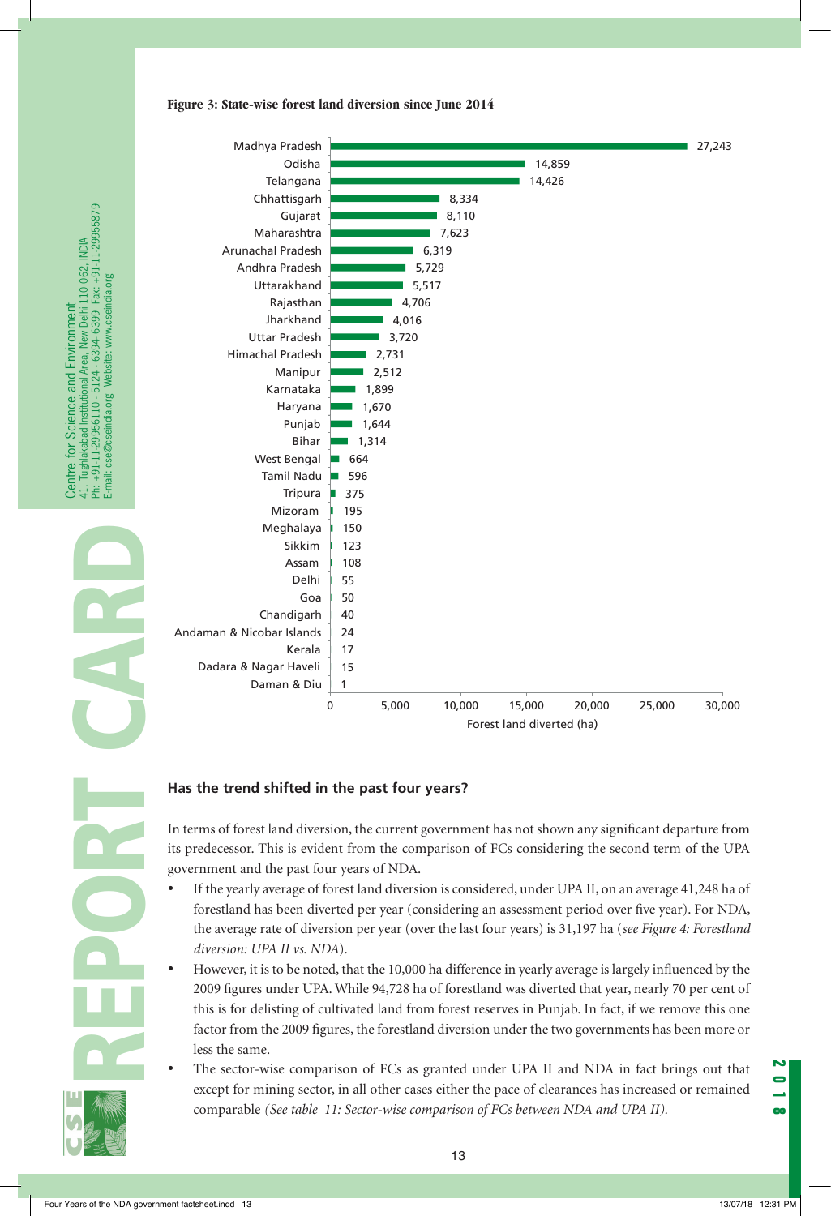**Figure 3: State-wise forest land diversion since June 2014**

| State | Forest land diverted (ha) |
|---|---|
| Madhya Pradesh | 27,243 |
| Odisha | 14,859 |
| Telangana | 14,426 |
| Chhattisgarh | 8,334 |
| Gujarat | 8,110 |
| Maharashtra | 7,623 |
| Arunachal Pradesh | 6,319 |
| Andhra Pradesh | 5,729 |
| Uttarakhand | 5,517 |
| Rajasthan | 4,706 |
| Jharkhand | 4,016 |
| Uttar Pradesh | 3,720 |
| Himachal Pradesh | 2,731 |
| Manipur | 2,512 |
| Karnataka | 1,899 |
| Haryana | 1,670 |
| Punjab | 1,644 |
| Bihar | 1,314 |
| West Bengal | 664 |
| Tamil Nadu | 596 |
| Tripura | 375 |
| Mizoram | 195 |
| Meghalaya | 150 |
| Sikkim | 123 |
| Assam | 108 |
| Delhi | 55 |
| Goa | 50 |
| Chandigarh | 40 |
| Andaman & Nicobar Islands | 24 |
| Kerala | 17 |
| Dadara & Nagar Haveli | 15 |
| Daman & Diu | 1 |

## Has the trend shifted in the past four years?

In terms of forest land diversion, the current government has not shown any significant departure from its predecessor. This is evident from the comparison of FCs considering the second term of the UPA government and the past four years of NDA.

- If the yearly average of forest land diversion is considered, under UPA II, on an average 41,248 ha of forestland has been diverted per year (considering an assessment period over five year). For NDA, the average rate of diversion per year (over the last four years) is 31,197 ha (*see Figure 4: Forestland diversion: UPA II vs. NDA*).
- However, it is to be noted, that the 10,000 ha difference in yearly average is largely influenced by the 2009 figures under UPA. While 94,728 ha of forestland was diverted that year, nearly 70 per cent of this is for delisting of cultivated land from forest reserves in Punjab. In fact, if we remove this one factor from the 2009 figures, the forestland diversion under the two governments has been more or less the same.
- The sector-wise comparison of FCs as granted under UPA II and NDA in fact brings out that except for mining sector, in all other cases either the pace of clearances has increased or remained comparable *(See table 11: Sector-wise comparison of FCs between NDA and UPA II).*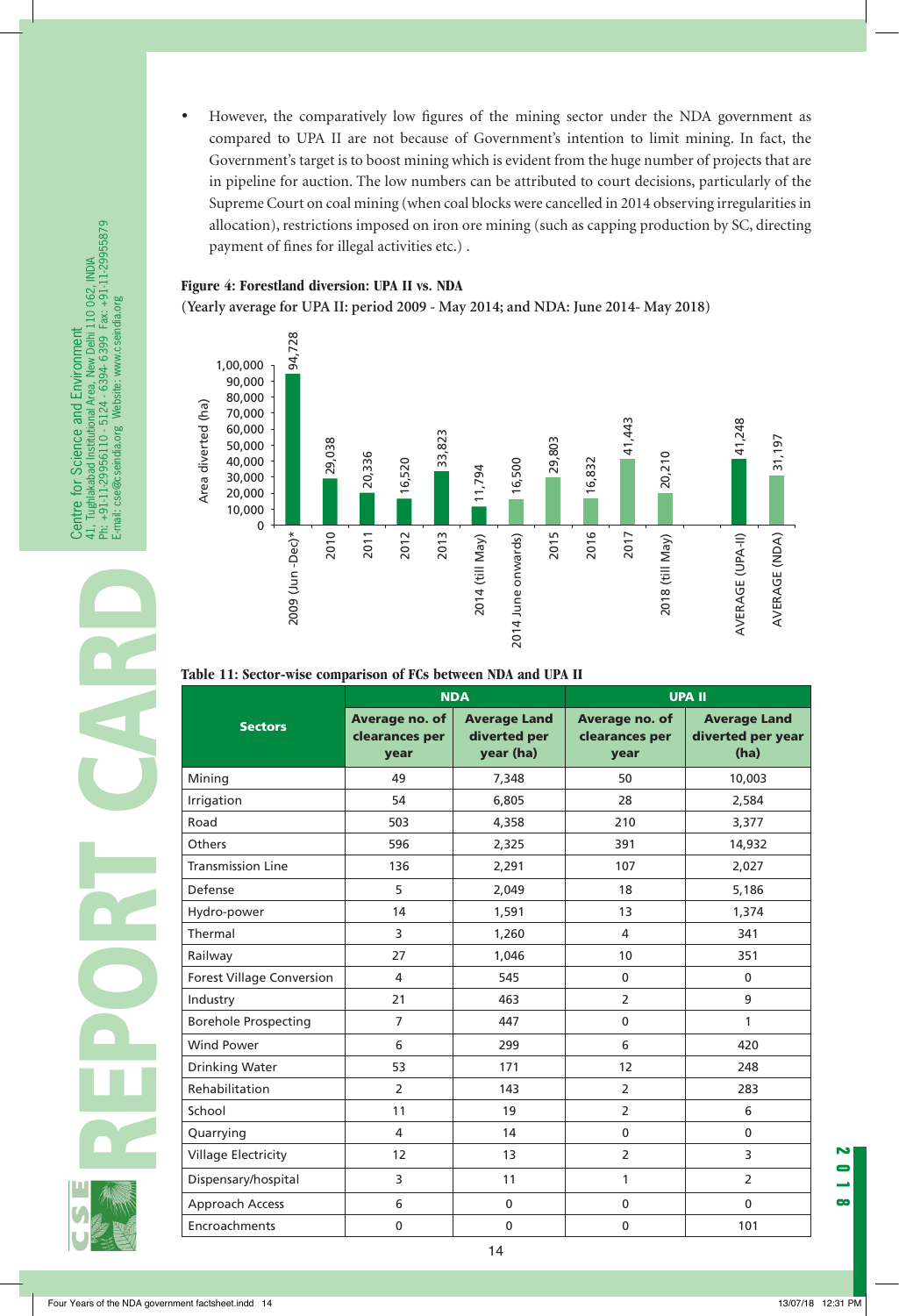- However, the comparatively low figures of the mining sector under the NDA government as compared to UPA II are not because of Government's intention to limit mining. In fact, the Government's target is to boost mining which is evident from the huge number of projects that are in pipeline for auction. The low numbers can be attributed to court decisions, particularly of the Supreme Court on coal mining (when coal blocks were cancelled in 2014 observing irregularities in allocation), restrictions imposed on iron ore mining (such as capping production by SC, directing payment of fines for illegal activities etc.) .

**Figure 4: Forestland diversion: UPA II vs. NDA**

**(Yearly average for UPA II: period 2009 - May 2014; and NDA: June 2014- May 2018)**

| Period | Area diverted (ha) |
|---|---|
| 2009 (Jun -Dec)* | 94,728 |
| 2010 | 29,038 |
| 2011 | 20,336 |
| 2012 | 16,520 |
| 2013 | 33,823 |
| 2014 (till May) | 11,794 |
| 2014 June onwards) | 16,500 |
| 2015 | 29,803 |
| 2016 | 16,832 |
| 2017 | 41,443 |
| 2018 (till May) | 20,210 |
| AVERAGE (UPA-II) | 41,248 |
| AVERAGE (NDA) | 31,197 |

**Table 11: Sector-wise comparison of FCs between NDA and UPA II**

| Sectors | NDA | | UPA II | |
|---|---|---|---|---|
| | Average no. of clearances per year | Average Land diverted per year (ha) | Average no. of clearances per year | Average Land diverted per year (ha) |
| Mining | 49 | 7,348 | 50 | 10,003 |
| Irrigation | 54 | 6,805 | 28 | 2,584 |
| Road | 503 | 4,358 | 210 | 3,377 |
| Others | 596 | 2,325 | 391 | 14,932 |
| Transmission Line | 136 | 2,291 | 107 | 2,027 |
| Defense | 5 | 2,049 | 18 | 5,186 |
| Hydro-power | 14 | 1,591 | 13 | 1,374 |
| Thermal | 3 | 1,260 | 4 | 341 |
| Railway | 27 | 1,046 | 10 | 351 |
| Forest Village Conversion | 4 | 545 | 0 | 0 |
| Industry | 21 | 463 | 2 | 9 |
| Borehole Prospecting | 7 | 447 | 0 | 1 |
| Wind Power | 6 | 299 | 6 | 420 |
| Drinking Water | 53 | 171 | 12 | 248 |
| Rehabilitation | 2 | 143 | 2 | 283 |
| School | 11 | 19 | 2 | 6 |
| Quarrying | 4 | 14 | 0 | 0 |
| Village Electricity | 12 | 13 | 2 | 3 |
| Dispensary/hospital | 3 | 11 | 1 | 2 |
| Approach Access | 6 | 0 | 0 | 0 |
| Encroachments | 0 | 0 | 0 | 101 |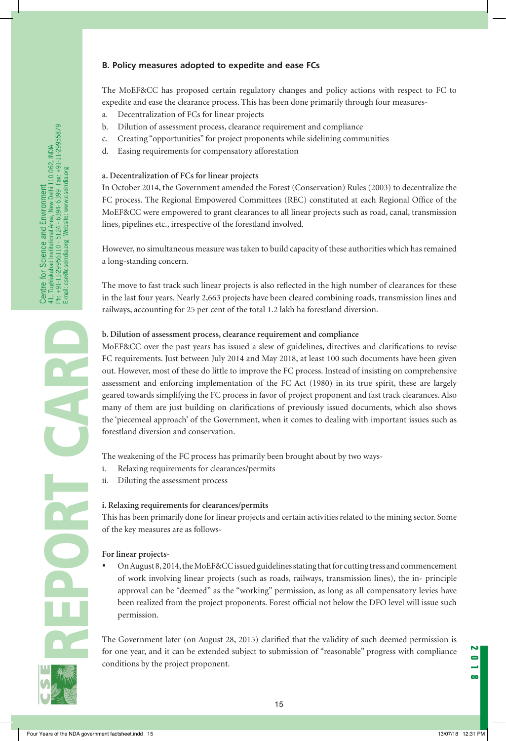## B. Policy measures adopted to expedite and ease FCs

The MoEF&CC has proposed certain regulatory changes and policy actions with respect to FC to expedite and ease the clearance process. This has been done primarily through four measures-

a. Decentralization of FCs for linear projects
b. Dilution of assessment process, clearance requirement and compliance
c. Creating "opportunities" for project proponents while sidelining communities
d. Easing requirements for compensatory afforestation

### a. Decentralization of FCs for linear projects

In October 2014, the Government amended the Forest (Conservation) Rules (2003) to decentralize the FC process. The Regional Empowered Committees (REC) constituted at each Regional Office of the MoEF&CC were empowered to grant clearances to all linear projects such as road, canal, transmission lines, pipelines etc., irrespective of the forestland involved.

However, no simultaneous measure was taken to build capacity of these authorities which has remained a long-standing concern.

The move to fast track such linear projects is also reflected in the high number of clearances for these in the last four years. Nearly 2,663 projects have been cleared combining roads, transmission lines and railways, accounting for 25 per cent of the total 1.2 lakh ha forestland diversion.

### b. Dilution of assessment process, clearance requirement and compliance

MoEF&CC over the past years has issued a slew of guidelines, directives and clarifications to revise FC requirements. Just between July 2014 and May 2018, at least 100 such documents have been given out. However, most of these do little to improve the FC process. Instead of insisting on comprehensive assessment and enforcing implementation of the FC Act (1980) in its true spirit, these are largely geared towards simplifying the FC process in favor of project proponent and fast track clearances. Also many of them are just building on clarifications of previously issued documents, which also shows the 'piecemeal approach' of the Government, when it comes to dealing with important issues such as forestland diversion and conservation.

The weakening of the FC process has primarily been brought about by two ways-

i. Relaxing requirements for clearances/permits
ii. Diluting the assessment process

#### i. Relaxing requirements for clearances/permits

This has been primarily done for linear projects and certain activities related to the mining sector. Some of the key measures are as follows-

**For linear projects-**

- On August 8, 2014, the MoEF&CC issued guidelines stating that for cutting tress and commencement of work involving linear projects (such as roads, railways, transmission lines), the in- principle approval can be "deemed" as the "working" permission, as long as all compensatory levies have been realized from the project proponents. Forest official not below the DFO level will issue such permission.

The Government later (on August 28, 2015) clarified that the validity of such deemed permission is for one year, and it can be extended subject to submission of "reasonable" progress with compliance conditions by the project proponent.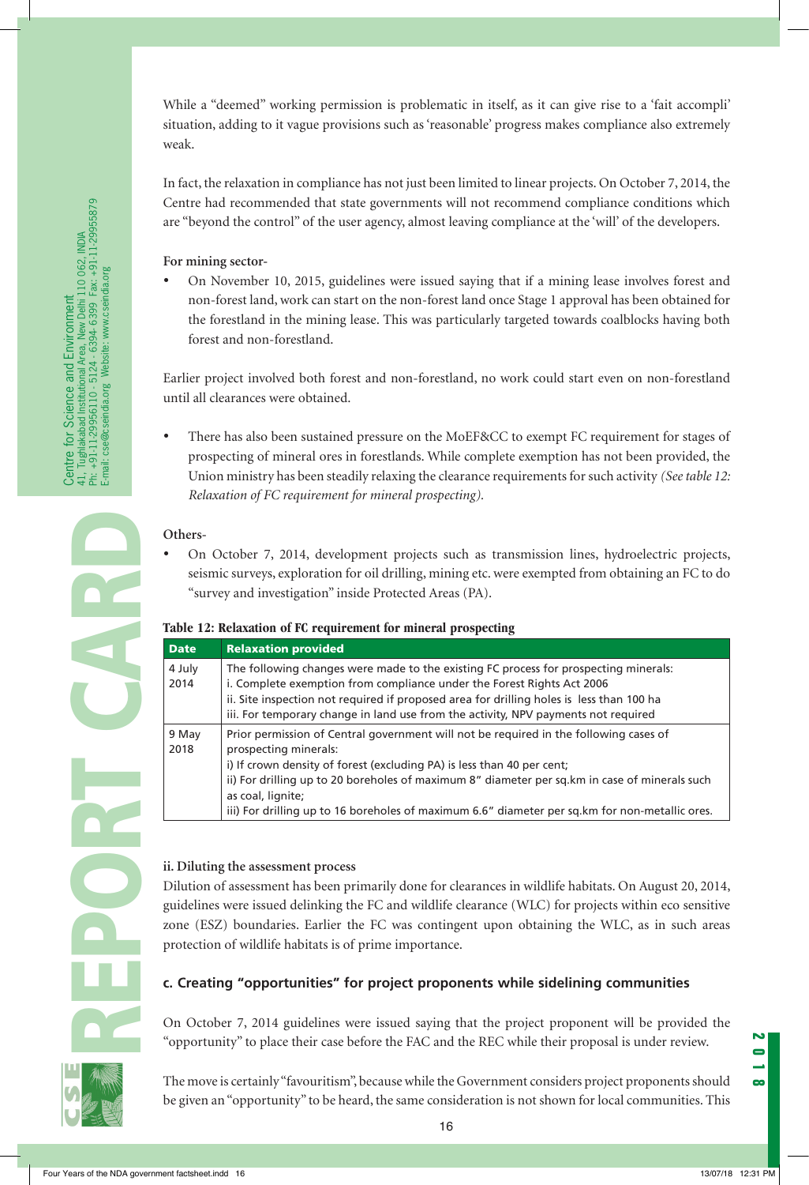While a "deemed" working permission is problematic in itself, as it can give rise to a 'fait accompli' situation, adding to it vague provisions such as 'reasonable' progress makes compliance also extremely weak.

In fact, the relaxation in compliance has not just been limited to linear projects. On October 7, 2014, the Centre had recommended that state governments will not recommend compliance conditions which are "beyond the control" of the user agency, almost leaving compliance at the 'will' of the developers.

**For mining sector-**

- On November 10, 2015, guidelines were issued saying that if a mining lease involves forest and non-forest land, work can start on the non-forest land once Stage 1 approval has been obtained for the forestland in the mining lease. This was particularly targeted towards coalblocks having both forest and non-forestland.

Earlier project involved both forest and non-forestland, no work could start even on non-forestland until all clearances were obtained.

- There has also been sustained pressure on the MoEF&CC to exempt FC requirement for stages of prospecting of mineral ores in forestlands. While complete exemption has not been provided, the Union ministry has been steadily relaxing the clearance requirements for such activity *(See table 12: Relaxation of FC requirement for mineral prospecting).*

**Others-**

- On October 7, 2014, development projects such as transmission lines, hydroelectric projects, seismic surveys, exploration for oil drilling, mining etc. were exempted from obtaining an FC to do "survey and investigation" inside Protected Areas (PA).

**Table 12: Relaxation of FC requirement for mineral prospecting**

| Date | Relaxation provided |
|---|---|
| 4 July 2014 | The following changes were made to the existing FC process for prospecting minerals:<br>i. Complete exemption from compliance under the Forest Rights Act 2006<br>ii. Site inspection not required if proposed area for drilling holes is less than 100 ha<br>iii. For temporary change in land use from the activity, NPV payments not required |
| 9 May 2018 | Prior permission of Central government will not be required in the following cases of prospecting minerals:<br>i) If crown density of forest (excluding PA) is less than 40 per cent;<br>ii) For drilling up to 20 boreholes of maximum 8" diameter per sq.km in case of minerals such as coal, lignite;<br>iii) For drilling up to 16 boreholes of maximum 6.6" diameter per sq.km for non-metallic ores. |

**ii. Diluting the assessment process**

Dilution of assessment has been primarily done for clearances in wildlife habitats. On August 20, 2014, guidelines were issued delinking the FC and wildlife clearance (WLC) for projects within eco sensitive zone (ESZ) boundaries. Earlier the FC was contingent upon obtaining the WLC, as in such areas protection of wildlife habitats is of prime importance.

### c. Creating "opportunities" for project proponents while sidelining communities

On October 7, 2014 guidelines were issued saying that the project proponent will be provided the "opportunity" to place their case before the FAC and the REC while their proposal is under review.

The move is certainly "favouritism", because while the Government considers project proponents should be given an "opportunity" to be heard, the same consideration is not shown for local communities. This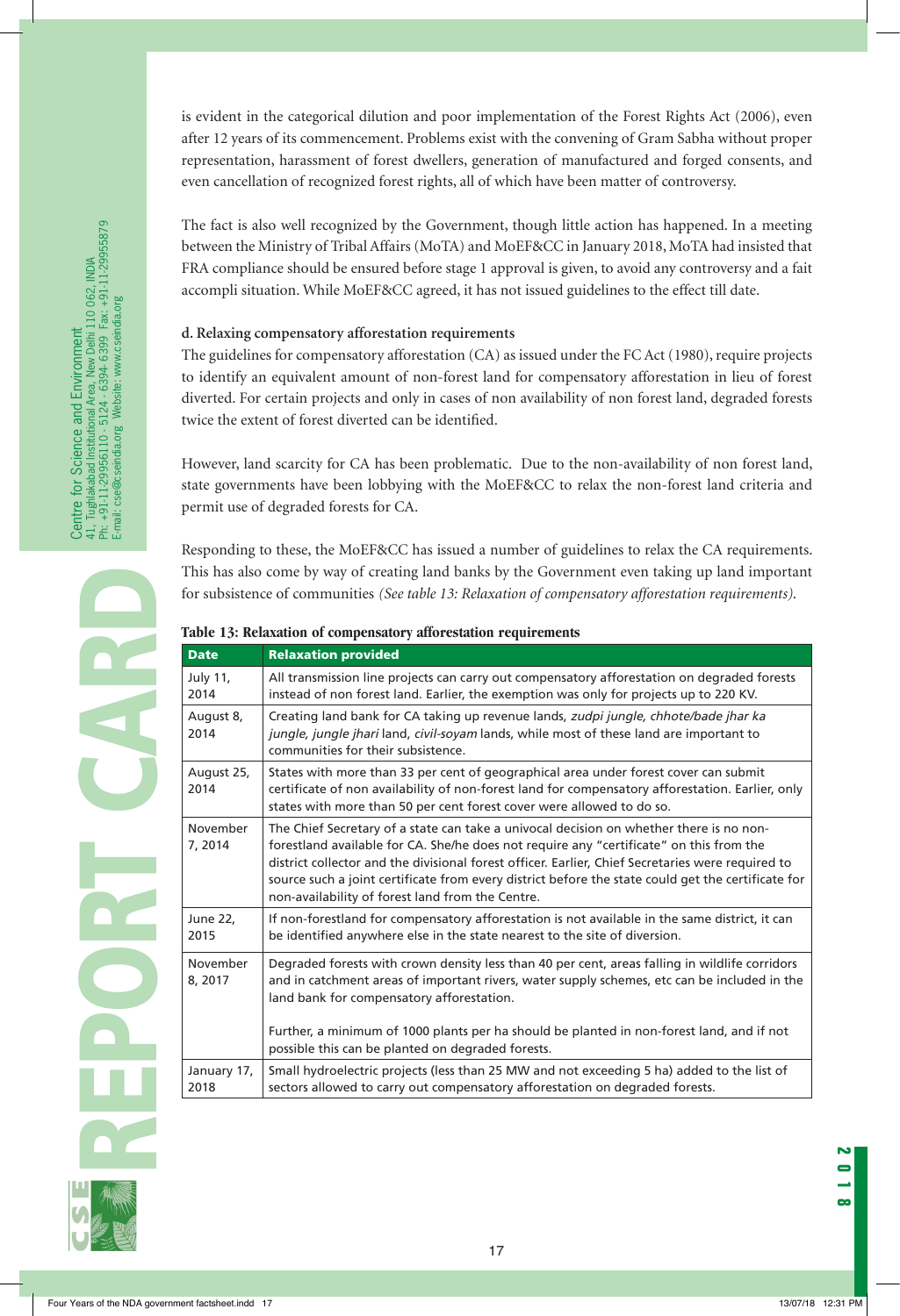is evident in the categorical dilution and poor implementation of the Forest Rights Act (2006), even after 12 years of its commencement. Problems exist with the convening of Gram Sabha without proper representation, harassment of forest dwellers, generation of manufactured and forged consents, and even cancellation of recognized forest rights, all of which have been matter of controversy.

The fact is also well recognized by the Government, though little action has happened. In a meeting between the Ministry of Tribal Affairs (MoTA) and MoEF&CC in January 2018, MoTA had insisted that FRA compliance should be ensured before stage 1 approval is given, to avoid any controversy and a fait accompli situation. While MoEF&CC agreed, it has not issued guidelines to the effect till date.

**d. Relaxing compensatory afforestation requirements**

The guidelines for compensatory afforestation (CA) as issued under the FC Act (1980), require projects to identify an equivalent amount of non-forest land for compensatory afforestation in lieu of forest diverted. For certain projects and only in cases of non availability of non forest land, degraded forests twice the extent of forest diverted can be identified.

However, land scarcity for CA has been problematic. Due to the non-availability of non forest land, state governments have been lobbying with the MoEF&CC to relax the non-forest land criteria and permit use of degraded forests for CA.

Responding to these, the MoEF&CC has issued a number of guidelines to relax the CA requirements. This has also come by way of creating land banks by the Government even taking up land important for subsistence of communities *(See table 13: Relaxation of compensatory afforestation requirements)*.

**Table 13: Relaxation of compensatory afforestation requirements**

| Date | Relaxation provided |
|---|---|
| July 11, 2014 | All transmission line projects can carry out compensatory afforestation on degraded forests instead of non forest land. Earlier, the exemption was only for projects up to 220 KV. |
| August 8, 2014 | Creating land bank for CA taking up revenue lands, *zudpi jungle, chhote/bade jhar ka jungle, jungle jhari* land, *civil-soyam* lands, while most of these land are important to communities for their subsistence. |
| August 25, 2014 | States with more than 33 per cent of geographical area under forest cover can submit certificate of non availability of non-forest land for compensatory afforestation. Earlier, only states with more than 50 per cent forest cover were allowed to do so. |
| November 7, 2014 | The Chief Secretary of a state can take a univocal decision on whether there is no non-forestland available for CA. She/he does not require any "certificate" on this from the district collector and the divisional forest officer. Earlier, Chief Secretaries were required to source such a joint certificate from every district before the state could get the certificate for non-availability of forest land from the Centre. |
| June 22, 2015 | If non-forestland for compensatory afforestation is not available in the same district, it can be identified anywhere else in the state nearest to the site of diversion. |
| November 8, 2017 | Degraded forests with crown density less than 40 per cent, areas falling in wildlife corridors and in catchment areas of important rivers, water supply schemes, etc can be included in the land bank for compensatory afforestation.<br><br>Further, a minimum of 1000 plants per ha should be planted in non-forest land, and if not possible this can be planted on degraded forests. |
| January 17, 2018 | Small hydroelectric projects (less than 25 MW and not exceeding 5 ha) added to the list of sectors allowed to carry out compensatory afforestation on degraded forests. |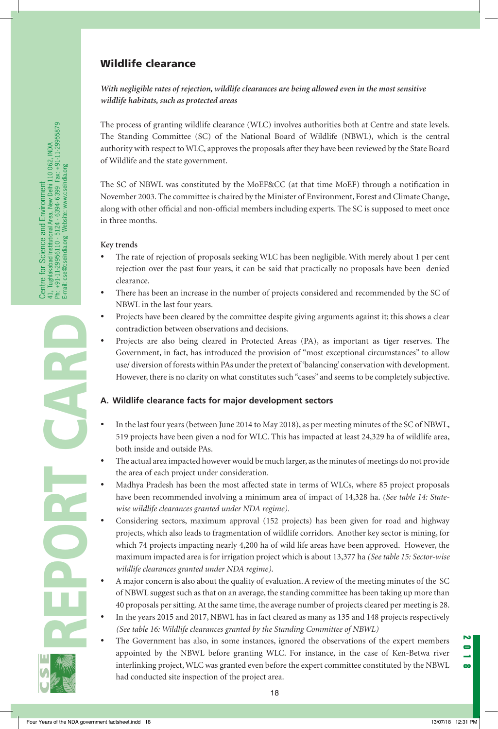## Wildlife clearance

***With negligible rates of rejection, wildlife clearances are being allowed even in the most sensitive wildlife habitats, such as protected areas***

The process of granting wildlife clearance (WLC) involves authorities both at Centre and state levels. The Standing Committee (SC) of the National Board of Wildlife (NBWL), which is the central authority with respect to WLC, approves the proposals after they have been reviewed by the State Board of Wildlife and the state government.

The SC of NBWL was constituted by the MoEF&CC (at that time MoEF) through a notification in November 2003. The committee is chaired by the Minister of Environment, Forest and Climate Change, along with other official and non-official members including experts. The SC is supposed to meet once in three months.

**Key trends**

- The rate of rejection of proposals seeking WLC has been negligible. With merely about 1 per cent rejection over the past four years, it can be said that practically no proposals have been denied clearance.
- There has been an increase in the number of projects considered and recommended by the SC of NBWL in the last four years.
- Projects have been cleared by the committee despite giving arguments against it; this shows a clear contradiction between observations and decisions.
- Projects are also being cleared in Protected Areas (PA), as important as tiger reserves. The Government, in fact, has introduced the provision of "most exceptional circumstances" to allow use/ diversion of forests within PAs under the pretext of 'balancing' conservation with development. However, there is no clarity on what constitutes such "cases" and seems to be completely subjective.

### A. Wildlife clearance facts for major development sectors

- In the last four years (between June 2014 to May 2018), as per meeting minutes of the SC of NBWL, 519 projects have been given a nod for WLC. This has impacted at least 24,329 ha of wildlife area, both inside and outside PAs.
- The actual area impacted however would be much larger, as the minutes of meetings do not provide the area of each project under consideration.
- Madhya Pradesh has been the most affected state in terms of WLCs, where 85 project proposals have been recommended involving a minimum area of impact of 14,328 ha. *(See table 14: State-wise wildlife clearances granted under NDA regime).*
- Considering sectors, maximum approval (152 projects) has been given for road and highway projects, which also leads to fragmentation of wildlife corridors. Another key sector is mining, for which 74 projects impacting nearly 4,200 ha of wild life areas have been approved. However, the maximum impacted area is for irrigation project which is about 13,377 ha *(See table 15: Sector-wise wildlife clearances granted under NDA regime).*
- A major concern is also about the quality of evaluation. A review of the meeting minutes of the SC of NBWL suggest such as that on an average, the standing committee has been taking up more than 40 proposals per sitting. At the same time, the average number of projects cleared per meeting is 28.
- In the years 2015 and 2017, NBWL has in fact cleared as many as 135 and 148 projects respectively *(See table 16: Wildlife clearances granted by the Standing Committee of NBWL)*
- The Government has also, in some instances, ignored the observations of the expert members appointed by the NBWL before granting WLC. For instance, in the case of Ken-Betwa river interlinking project, WLC was granted even before the expert committee constituted by the NBWL had conducted site inspection of the project area.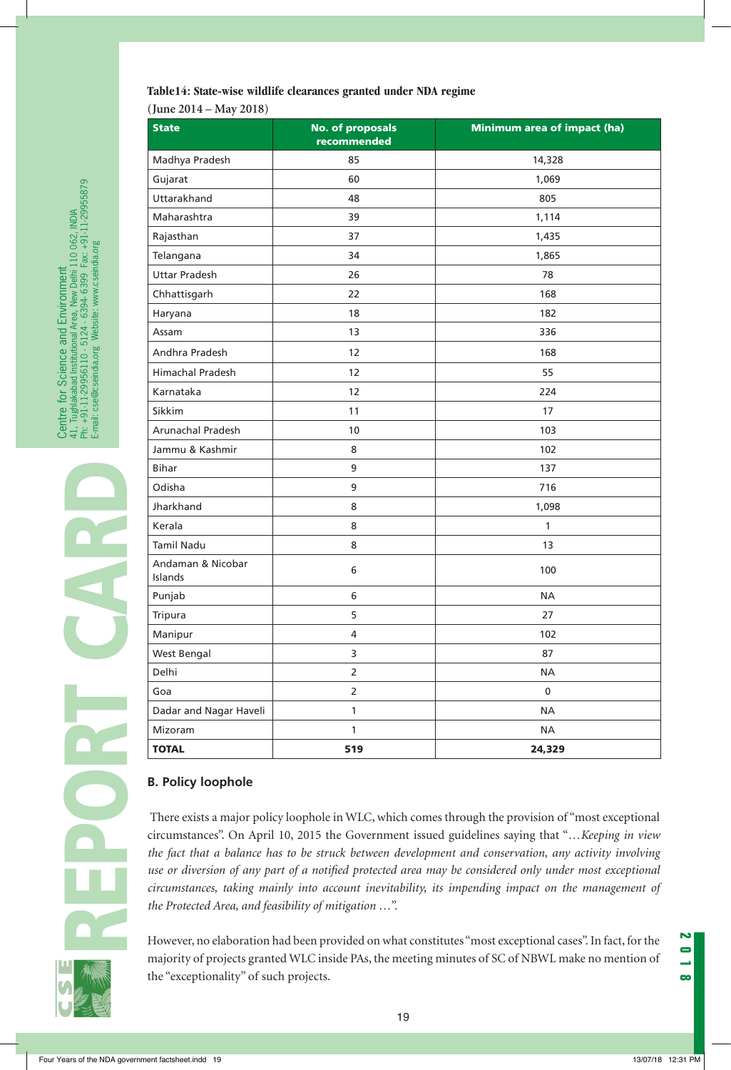**Table14: State-wise wildlife clearances granted under NDA regime**

**(June 2014 – May 2018)**

| State | No. of proposals recommended | Minimum area of impact (ha) |
|---|---|---|
| Madhya Pradesh | 85 | 14,328 |
| Gujarat | 60 | 1,069 |
| Uttarakhand | 48 | 805 |
| Maharashtra | 39 | 1,114 |
| Rajasthan | 37 | 1,435 |
| Telangana | 34 | 1,865 |
| Uttar Pradesh | 26 | 78 |
| Chhattisgarh | 22 | 168 |
| Haryana | 18 | 182 |
| Assam | 13 | 336 |
| Andhra Pradesh | 12 | 168 |
| Himachal Pradesh | 12 | 55 |
| Karnataka | 12 | 224 |
| Sikkim | 11 | 17 |
| Arunachal Pradesh | 10 | 103 |
| Jammu & Kashmir | 8 | 102 |
| Bihar | 9 | 137 |
| Odisha | 9 | 716 |
| Jharkhand | 8 | 1,098 |
| Kerala | 8 | 1 |
| Tamil Nadu | 8 | 13 |
| Andaman & Nicobar Islands | 6 | 100 |
| Punjab | 6 | NA |
| Tripura | 5 | 27 |
| Manipur | 4 | 102 |
| West Bengal | 3 | 87 |
| Delhi | 2 | NA |
| Goa | 2 | 0 |
| Dadar and Nagar Haveli | 1 | NA |
| Mizoram | 1 | NA |
| **TOTAL** | **519** | **24,329** |

### B. Policy loophole

There exists a major policy loophole in WLC, which comes through the provision of "most exceptional circumstances". On April 10, 2015 the Government issued guidelines saying that "…*Keeping in view the fact that a balance has to be struck between development and conservation, any activity involving use or diversion of any part of a notified protected area may be considered only under most exceptional circumstances, taking mainly into account inevitability, its impending impact on the management of the Protected Area, and feasibility of mitigation* …".

However, no elaboration had been provided on what constitutes "most exceptional cases". In fact, for the majority of projects granted WLC inside PAs, the meeting minutes of SC of NBWL make no mention of the "exceptionality" of such projects.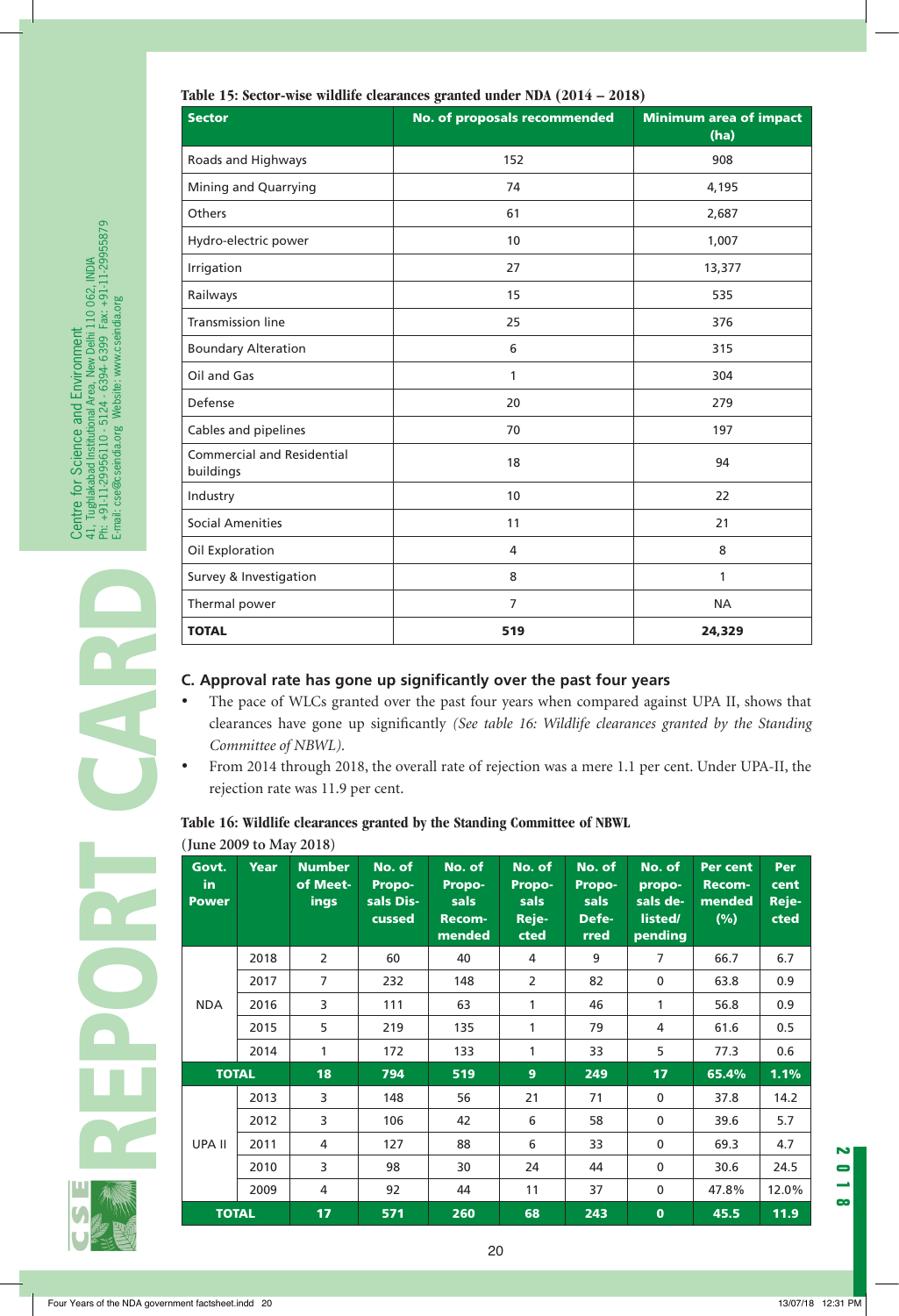**Table 15: Sector-wise wildlife clearances granted under NDA (2014 – 2018)**

| Sector | No. of proposals recommended | Minimum area of impact (ha) |
|---|---|---|
| Roads and Highways | 152 | 908 |
| Mining and Quarrying | 74 | 4,195 |
| Others | 61 | 2,687 |
| Hydro-electric power | 10 | 1,007 |
| Irrigation | 27 | 13,377 |
| Railways | 15 | 535 |
| Transmission line | 25 | 376 |
| Boundary Alteration | 6 | 315 |
| Oil and Gas | 1 | 304 |
| Defense | 20 | 279 |
| Cables and pipelines | 70 | 197 |
| Commercial and Residential buildings | 18 | 94 |
| Industry | 10 | 22 |
| Social Amenities | 11 | 21 |
| Oil Exploration | 4 | 8 |
| Survey & Investigation | 8 | 1 |
| Thermal power | 7 | NA |
| **TOTAL** | **519** | **24,329** |

### C. Approval rate has gone up significantly over the past four years

- The pace of WLCs granted over the past four years when compared against UPA II, shows that clearances have gone up significantly *(See table 16: Wildlife clearances granted by the Standing Committee of NBWL)*.
- From 2014 through 2018, the overall rate of rejection was a mere 1.1 per cent. Under UPA-II, the rejection rate was 11.9 per cent.

**Table 16: Wildlife clearances granted by the Standing Committee of NBWL**
**(June 2009 to May 2018)**

| Govt. in Power | Year | Number of Meetings | No. of Proposals Discussed | No. of Proposals Recommended | No. of Proposals Rejected | No. of Proposals Deferred | No. of proposals delisted/ pending | Per cent Recommended (%) | Per cent Rejected |
|---|---|---|---|---|---|---|---|---|---|
| NDA | 2018 | 2 | 60 | 40 | 4 | 9 | 7 | 66.7 | 6.7 |
| | 2017 | 7 | 232 | 148 | 2 | 82 | 0 | 63.8 | 0.9 |
| | 2016 | 3 | 111 | 63 | 1 | 46 | 1 | 56.8 | 0.9 |
| | 2015 | 5 | 219 | 135 | 1 | 79 | 4 | 61.6 | 0.5 |
| | 2014 | 1 | 172 | 133 | 1 | 33 | 5 | 77.3 | 0.6 |
| **TOTAL** | | **18** | **794** | **519** | **9** | **249** | **17** | **65.4%** | **1.1%** |
| UPA II | 2013 | 3 | 148 | 56 | 21 | 71 | 0 | 37.8 | 14.2 |
| | 2012 | 3 | 106 | 42 | 6 | 58 | 0 | 39.6 | 5.7 |
| | 2011 | 4 | 127 | 88 | 6 | 33 | 0 | 69.3 | 4.7 |
| | 2010 | 3 | 98 | 30 | 24 | 44 | 0 | 30.6 | 24.5 |
| | 2009 | 4 | 92 | 44 | 11 | 37 | 0 | 47.8% | 12.0% |
| **TOTAL** | | **17** | **571** | **260** | **68** | **243** | **0** | **45.5** | **11.9** |